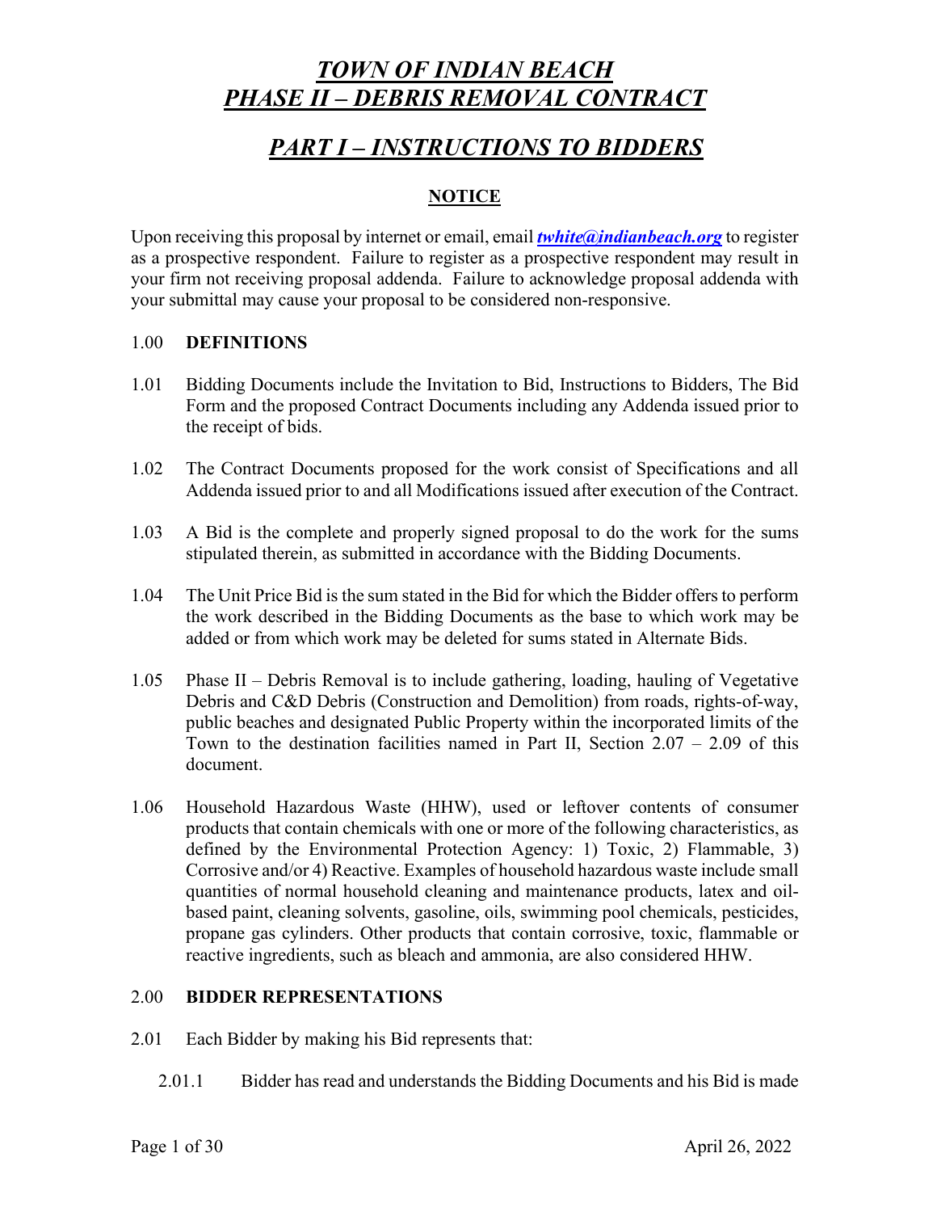# *TOWN OF INDIAN BEACH*
# *PHASE II – DEBRIS REMOVAL CONTRACT*

## *PART I – INSTRUCTIONS TO BIDDERS*

### NOTICE

Upon receiving this proposal by internet or email, email ***twhite@indianbeach.org*** to register as a prospective respondent. Failure to register as a prospective respondent may result in your firm not receiving proposal addenda. Failure to acknowledge proposal addenda with your submittal may cause your proposal to be considered non-responsive.

1.00 **DEFINITIONS**

1.01 Bidding Documents include the Invitation to Bid, Instructions to Bidders, The Bid Form and the proposed Contract Documents including any Addenda issued prior to the receipt of bids.

1.02 The Contract Documents proposed for the work consist of Specifications and all Addenda issued prior to and all Modifications issued after execution of the Contract.

1.03 A Bid is the complete and properly signed proposal to do the work for the sums stipulated therein, as submitted in accordance with the Bidding Documents.

1.04 The Unit Price Bid is the sum stated in the Bid for which the Bidder offers to perform the work described in the Bidding Documents as the base to which work may be added or from which work may be deleted for sums stated in Alternate Bids.

1.05 Phase II – Debris Removal is to include gathering, loading, hauling of Vegetative Debris and C&D Debris (Construction and Demolition) from roads, rights-of-way, public beaches and designated Public Property within the incorporated limits of the Town to the destination facilities named in Part II, Section 2.07 – 2.09 of this document.

1.06 Household Hazardous Waste (HHW), used or leftover contents of consumer products that contain chemicals with one or more of the following characteristics, as defined by the Environmental Protection Agency: 1) Toxic, 2) Flammable, 3) Corrosive and/or 4) Reactive. Examples of household hazardous waste include small quantities of normal household cleaning and maintenance products, latex and oil-based paint, cleaning solvents, gasoline, oils, swimming pool chemicals, pesticides, propane gas cylinders. Other products that contain corrosive, toxic, flammable or reactive ingredients, such as bleach and ammonia, are also considered HHW.

2.00 **BIDDER REPRESENTATIONS**

2.01 Each Bidder by making his Bid represents that:

2.01.1 Bidder has read and understands the Bidding Documents and his Bid is made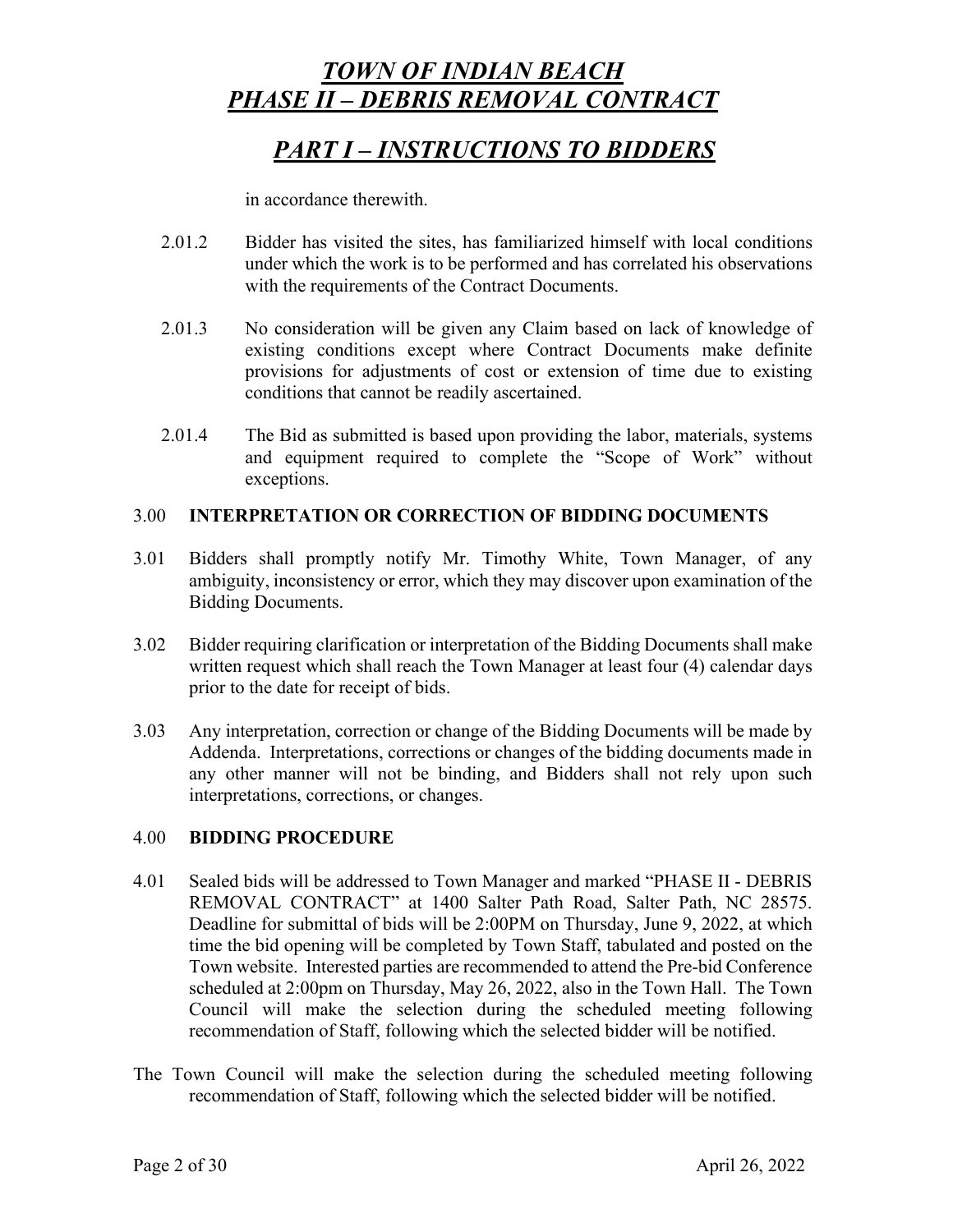in accordance therewith.

2.01.2 Bidder has visited the sites, has familiarized himself with local conditions under which the work is to be performed and has correlated his observations with the requirements of the Contract Documents.

2.01.3 No consideration will be given any Claim based on lack of knowledge of existing conditions except where Contract Documents make definite provisions for adjustments of cost or extension of time due to existing conditions that cannot be readily ascertained.

2.01.4 The Bid as submitted is based upon providing the labor, materials, systems and equipment required to complete the "Scope of Work" without exceptions.

### 3.00 INTERPRETATION OR CORRECTION OF BIDDING DOCUMENTS

3.01 Bidders shall promptly notify Mr. Timothy White, Town Manager, of any ambiguity, inconsistency or error, which they may discover upon examination of the Bidding Documents.

3.02 Bidder requiring clarification or interpretation of the Bidding Documents shall make written request which shall reach the Town Manager at least four (4) calendar days prior to the date for receipt of bids.

3.03 Any interpretation, correction or change of the Bidding Documents will be made by Addenda. Interpretations, corrections or changes of the bidding documents made in any other manner will not be binding, and Bidders shall not rely upon such interpretations, corrections, or changes.

### 4.00 BIDDING PROCEDURE

4.01 Sealed bids will be addressed to Town Manager and marked "PHASE II - DEBRIS REMOVAL CONTRACT" at 1400 Salter Path Road, Salter Path, NC 28575. Deadline for submittal of bids will be 2:00PM on Thursday, June 9, 2022, at which time the bid opening will be completed by Town Staff, tabulated and posted on the Town website. Interested parties are recommended to attend the Pre-bid Conference scheduled at 2:00pm on Thursday, May 26, 2022, also in the Town Hall. The Town Council will make the selection during the scheduled meeting following recommendation of Staff, following which the selected bidder will be notified.

The Town Council will make the selection during the scheduled meeting following recommendation of Staff, following which the selected bidder will be notified.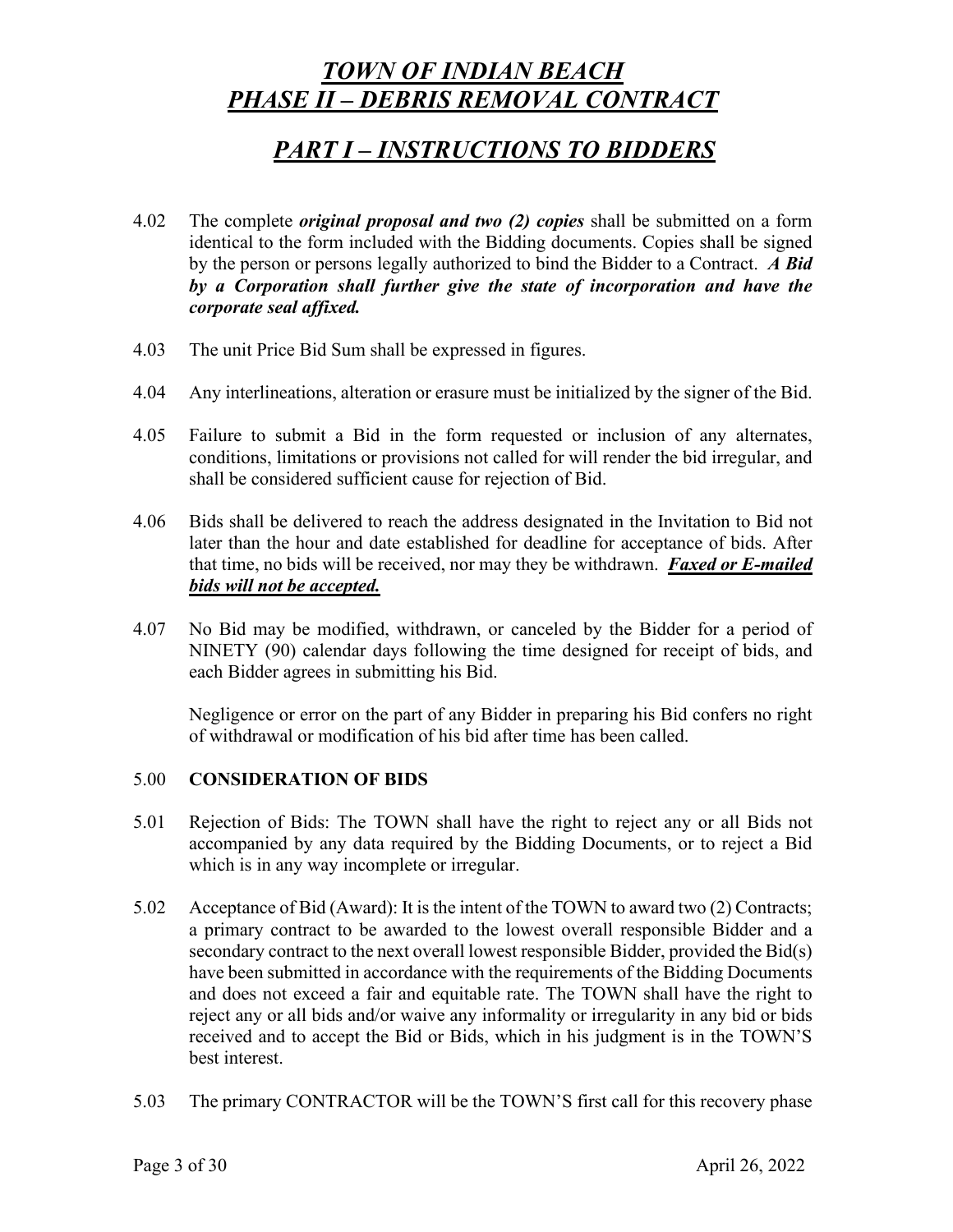# *TOWN OF INDIAN BEACH*
# *PHASE II – DEBRIS REMOVAL CONTRACT*

## *PART I – INSTRUCTIONS TO BIDDERS*

4.02 The complete ***original proposal and two (2) copies*** shall be submitted on a form identical to the form included with the Bidding documents. Copies shall be signed by the person or persons legally authorized to bind the Bidder to a Contract. ***A Bid by a Corporation shall further give the state of incorporation and have the corporate seal affixed.***

4.03 The unit Price Bid Sum shall be expressed in figures.

4.04 Any interlineations, alteration or erasure must be initialized by the signer of the Bid.

4.05 Failure to submit a Bid in the form requested or inclusion of any alternates, conditions, limitations or provisions not called for will render the bid irregular, and shall be considered sufficient cause for rejection of Bid.

4.06 Bids shall be delivered to reach the address designated in the Invitation to Bid not later than the hour and date established for deadline for acceptance of bids. After that time, no bids will be received, nor may they be withdrawn. ***<u>Faxed or E-mailed bids will not be accepted.</u>***

4.07 No Bid may be modified, withdrawn, or canceled by the Bidder for a period of NINETY (90) calendar days following the time designed for receipt of bids, and each Bidder agrees in submitting his Bid.

Negligence or error on the part of any Bidder in preparing his Bid confers no right of withdrawal or modification of his bid after time has been called.

5.00 **CONSIDERATION OF BIDS**

5.01 Rejection of Bids: The TOWN shall have the right to reject any or all Bids not accompanied by any data required by the Bidding Documents, or to reject a Bid which is in any way incomplete or irregular.

5.02 Acceptance of Bid (Award): It is the intent of the TOWN to award two (2) Contracts; a primary contract to be awarded to the lowest overall responsible Bidder and a secondary contract to the next overall lowest responsible Bidder, provided the Bid(s) have been submitted in accordance with the requirements of the Bidding Documents and does not exceed a fair and equitable rate. The TOWN shall have the right to reject any or all bids and/or waive any informality or irregularity in any bid or bids received and to accept the Bid or Bids, which in his judgment is in the TOWN'S best interest.

5.03 The primary CONTRACTOR will be the TOWN'S first call for this recovery phase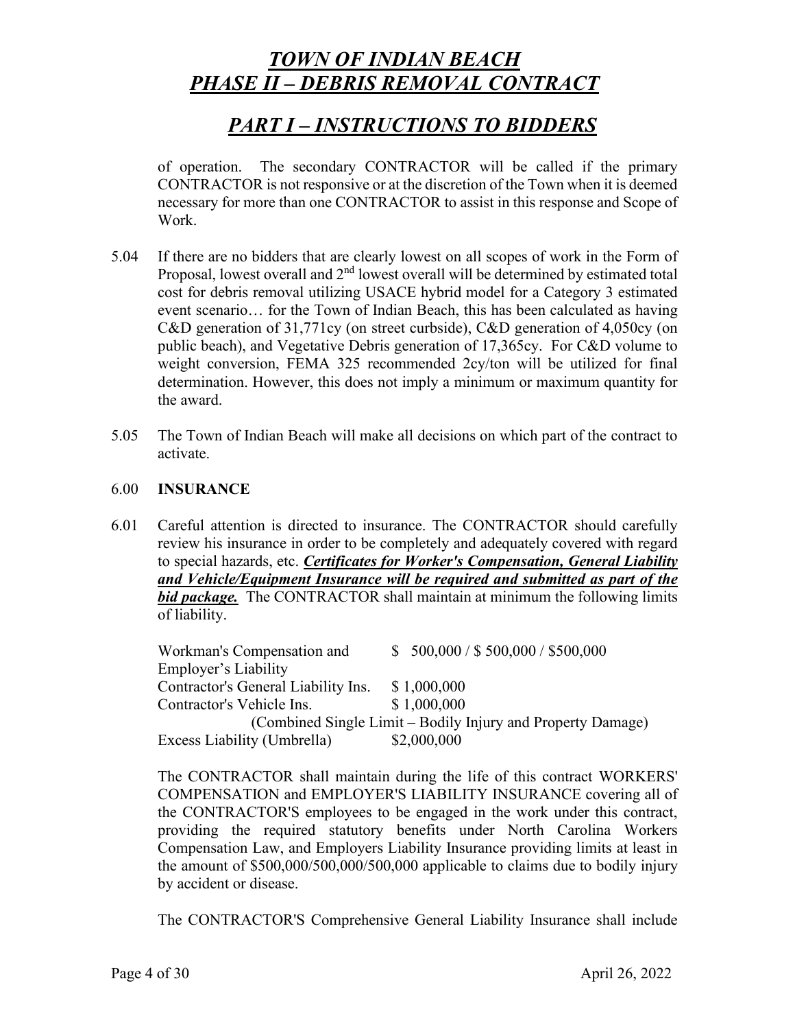of operation. The secondary CONTRACTOR will be called if the primary CONTRACTOR is not responsive or at the discretion of the Town when it is deemed necessary for more than one CONTRACTOR to assist in this response and Scope of Work.

5.04 If there are no bidders that are clearly lowest on all scopes of work in the Form of Proposal, lowest overall and 2nd lowest overall will be determined by estimated total cost for debris removal utilizing USACE hybrid model for a Category 3 estimated event scenario… for the Town of Indian Beach, this has been calculated as having C&D generation of 31,771cy (on street curbside), C&D generation of 4,050cy (on public beach), and Vegetative Debris generation of 17,365cy. For C&D volume to weight conversion, FEMA 325 recommended 2cy/ton will be utilized for final determination. However, this does not imply a minimum or maximum quantity for the award.

5.05 The Town of Indian Beach will make all decisions on which part of the contract to activate.

## 6.00 INSURANCE

6.01 Careful attention is directed to insurance. The CONTRACTOR should carefully review his insurance in order to be completely and adequately covered with regard to special hazards, etc. ***Certificates for Worker's Compensation, General Liability and Vehicle/Equipment Insurance will be required and submitted as part of the bid package.*** The CONTRACTOR shall maintain at minimum the following limits of liability.

| | |
|---|---|
| Workman's Compensation and Employer's Liability | $ 500,000 / $ 500,000 / $500,000 |
| Contractor's General Liability Ins. | $ 1,000,000 |
| Contractor's Vehicle Ins. | $ 1,000,000 |
| (Combined Single Limit – Bodily Injury and Property Damage) | |
| Excess Liability (Umbrella) | $2,000,000 |

The CONTRACTOR shall maintain during the life of this contract WORKERS' COMPENSATION and EMPLOYER'S LIABILITY INSURANCE covering all of the CONTRACTOR'S employees to be engaged in the work under this contract, providing the required statutory benefits under North Carolina Workers Compensation Law, and Employers Liability Insurance providing limits at least in the amount of $500,000/500,000/500,000 applicable to claims due to bodily injury by accident or disease.

The CONTRACTOR'S Comprehensive General Liability Insurance shall include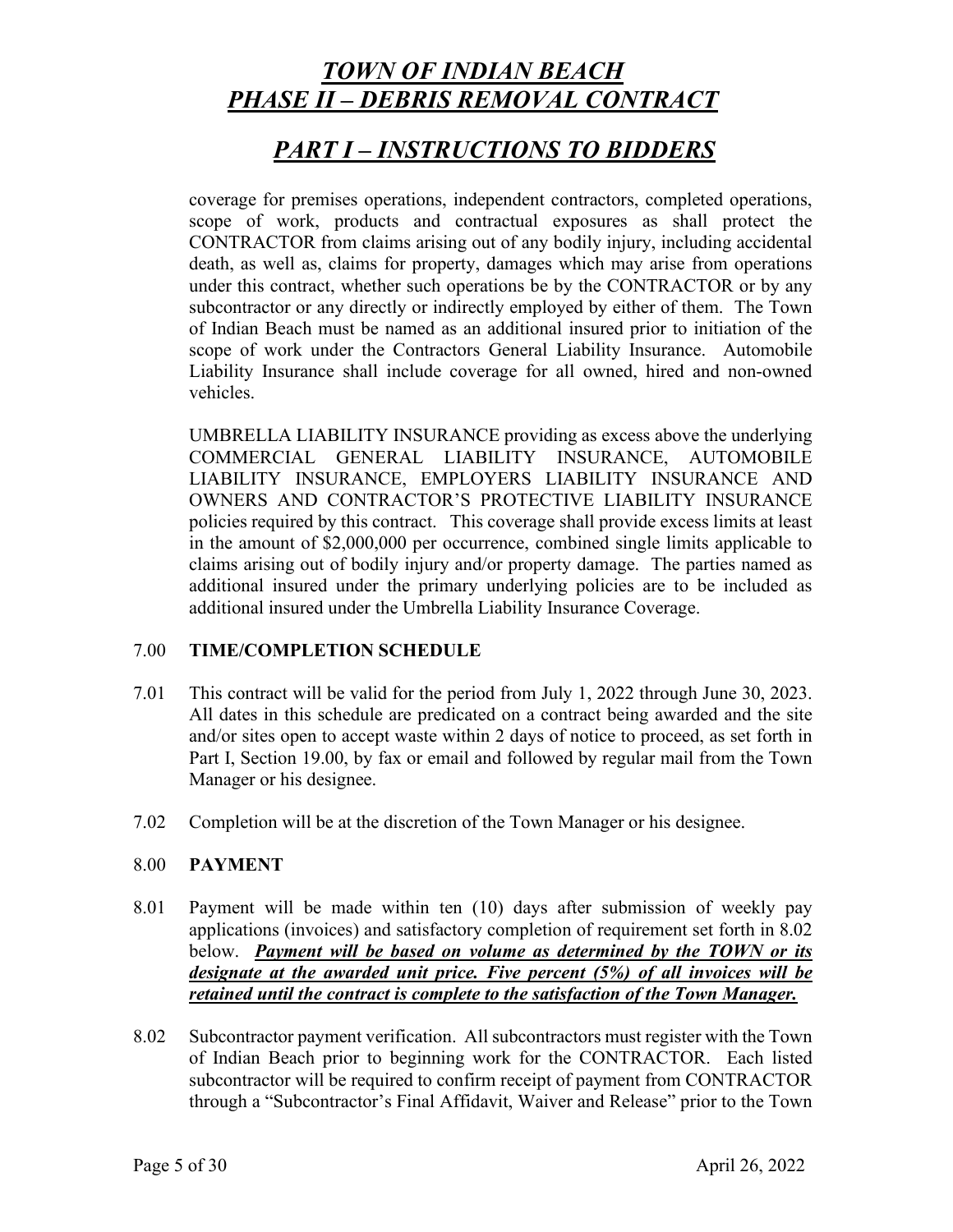coverage for premises operations, independent contractors, completed operations, scope of work, products and contractual exposures as shall protect the CONTRACTOR from claims arising out of any bodily injury, including accidental death, as well as, claims for property, damages which may arise from operations under this contract, whether such operations be by the CONTRACTOR or by any subcontractor or any directly or indirectly employed by either of them. The Town of Indian Beach must be named as an additional insured prior to initiation of the scope of work under the Contractors General Liability Insurance. Automobile Liability Insurance shall include coverage for all owned, hired and non-owned vehicles.

UMBRELLA LIABILITY INSURANCE providing as excess above the underlying COMMERCIAL GENERAL LIABILITY INSURANCE, AUTOMOBILE LIABILITY INSURANCE, EMPLOYERS LIABILITY INSURANCE AND OWNERS AND CONTRACTOR'S PROTECTIVE LIABILITY INSURANCE policies required by this contract. This coverage shall provide excess limits at least in the amount of $2,000,000 per occurrence, combined single limits applicable to claims arising out of bodily injury and/or property damage. The parties named as additional insured under the primary underlying policies are to be included as additional insured under the Umbrella Liability Insurance Coverage.

## 7.00 TIME/COMPLETION SCHEDULE

7.01 This contract will be valid for the period from July 1, 2022 through June 30, 2023. All dates in this schedule are predicated on a contract being awarded and the site and/or sites open to accept waste within 2 days of notice to proceed, as set forth in Part I, Section 19.00, by fax or email and followed by regular mail from the Town Manager or his designee.

7.02 Completion will be at the discretion of the Town Manager or his designee.

## 8.00 PAYMENT

8.01 Payment will be made within ten (10) days after submission of weekly pay applications (invoices) and satisfactory completion of requirement set forth in 8.02 below. ***Payment will be based on volume as determined by the TOWN or its designate at the awarded unit price. Five percent (5%) of all invoices will be retained until the contract is complete to the satisfaction of the Town Manager.***

8.02 Subcontractor payment verification. All subcontractors must register with the Town of Indian Beach prior to beginning work for the CONTRACTOR. Each listed subcontractor will be required to confirm receipt of payment from CONTRACTOR through a "Subcontractor's Final Affidavit, Waiver and Release" prior to the Town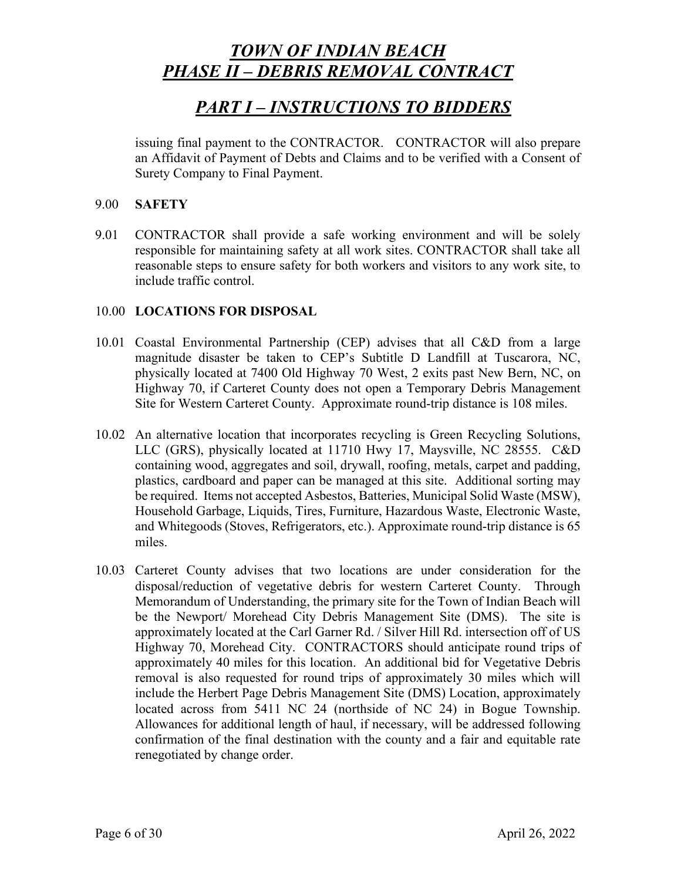issuing final payment to the CONTRACTOR. CONTRACTOR will also prepare an Affidavit of Payment of Debts and Claims and to be verified with a Consent of Surety Company to Final Payment.

## 9.00 SAFETY

9.01 CONTRACTOR shall provide a safe working environment and will be solely responsible for maintaining safety at all work sites. CONTRACTOR shall take all reasonable steps to ensure safety for both workers and visitors to any work site, to include traffic control.

## 10.00 LOCATIONS FOR DISPOSAL

10.01 Coastal Environmental Partnership (CEP) advises that all C&D from a large magnitude disaster be taken to CEP's Subtitle D Landfill at Tuscarora, NC, physically located at 7400 Old Highway 70 West, 2 exits past New Bern, NC, on Highway 70, if Carteret County does not open a Temporary Debris Management Site for Western Carteret County. Approximate round-trip distance is 108 miles.

10.02 An alternative location that incorporates recycling is Green Recycling Solutions, LLC (GRS), physically located at 11710 Hwy 17, Maysville, NC 28555. C&D containing wood, aggregates and soil, drywall, roofing, metals, carpet and padding, plastics, cardboard and paper can be managed at this site. Additional sorting may be required. Items not accepted Asbestos, Batteries, Municipal Solid Waste (MSW), Household Garbage, Liquids, Tires, Furniture, Hazardous Waste, Electronic Waste, and Whitegoods (Stoves, Refrigerators, etc.). Approximate round-trip distance is 65 miles.

10.03 Carteret County advises that two locations are under consideration for the disposal/reduction of vegetative debris for western Carteret County. Through Memorandum of Understanding, the primary site for the Town of Indian Beach will be the Newport/ Morehead City Debris Management Site (DMS). The site is approximately located at the Carl Garner Rd. / Silver Hill Rd. intersection off of US Highway 70, Morehead City. CONTRACTORS should anticipate round trips of approximately 40 miles for this location. An additional bid for Vegetative Debris removal is also requested for round trips of approximately 30 miles which will include the Herbert Page Debris Management Site (DMS) Location, approximately located across from 5411 NC 24 (northside of NC 24) in Bogue Township. Allowances for additional length of haul, if necessary, will be addressed following confirmation of the final destination with the county and a fair and equitable rate renegotiated by change order.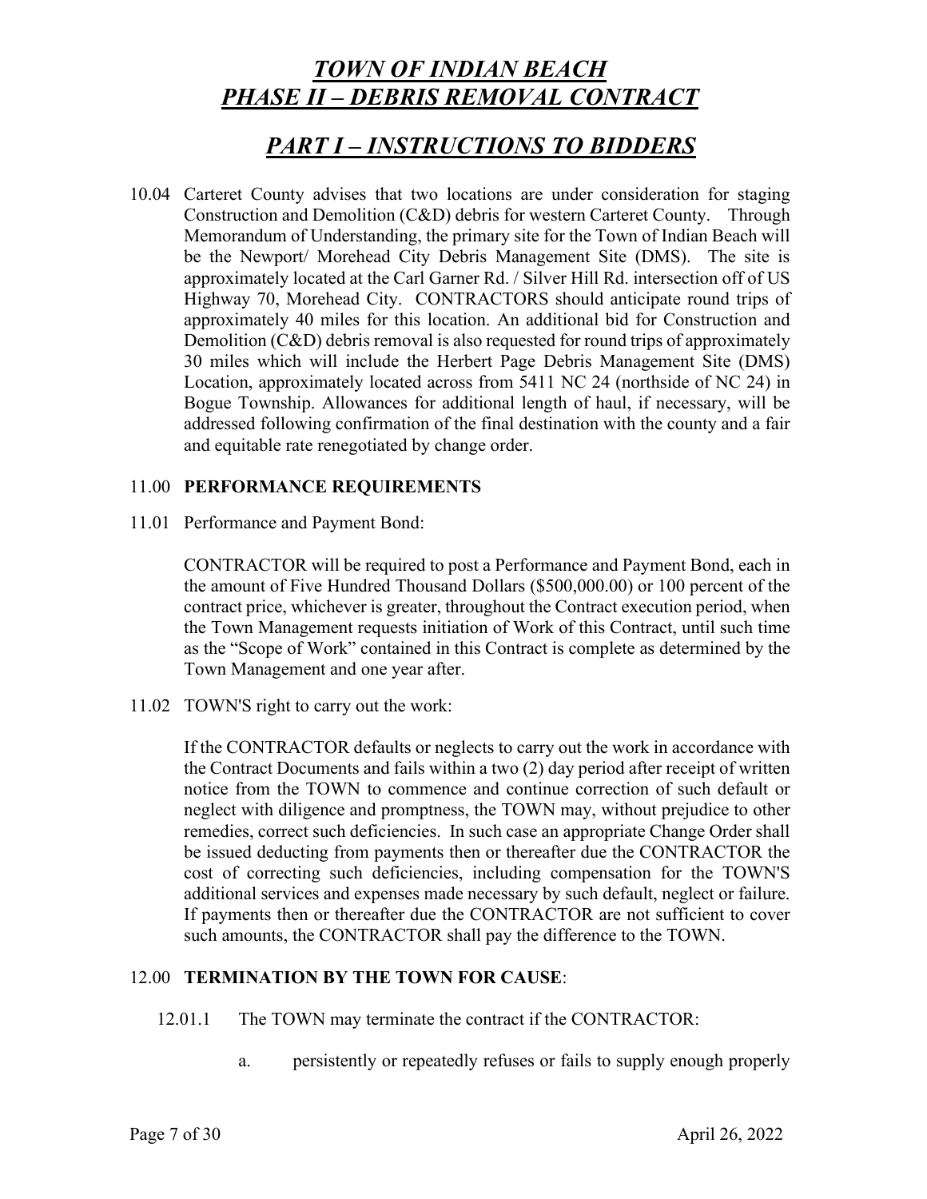10.04 Carteret County advises that two locations are under consideration for staging Construction and Demolition (C&D) debris for western Carteret County. Through Memorandum of Understanding, the primary site for the Town of Indian Beach will be the Newport/ Morehead City Debris Management Site (DMS). The site is approximately located at the Carl Garner Rd. / Silver Hill Rd. intersection off of US Highway 70, Morehead City. CONTRACTORS should anticipate round trips of approximately 40 miles for this location. An additional bid for Construction and Demolition (C&D) debris removal is also requested for round trips of approximately 30 miles which will include the Herbert Page Debris Management Site (DMS) Location, approximately located across from 5411 NC 24 (northside of NC 24) in Bogue Township. Allowances for additional length of haul, if necessary, will be addressed following confirmation of the final destination with the county and a fair and equitable rate renegotiated by change order.

## 11.00 **PERFORMANCE REQUIREMENTS**

11.01 Performance and Payment Bond:

CONTRACTOR will be required to post a Performance and Payment Bond, each in the amount of Five Hundred Thousand Dollars ($500,000.00) or 100 percent of the contract price, whichever is greater, throughout the Contract execution period, when the Town Management requests initiation of Work of this Contract, until such time as the "Scope of Work" contained in this Contract is complete as determined by the Town Management and one year after.

11.02 TOWN'S right to carry out the work:

If the CONTRACTOR defaults or neglects to carry out the work in accordance with the Contract Documents and fails within a two (2) day period after receipt of written notice from the TOWN to commence and continue correction of such default or neglect with diligence and promptness, the TOWN may, without prejudice to other remedies, correct such deficiencies. In such case an appropriate Change Order shall be issued deducting from payments then or thereafter due the CONTRACTOR the cost of correcting such deficiencies, including compensation for the TOWN'S additional services and expenses made necessary by such default, neglect or failure. If payments then or thereafter due the CONTRACTOR are not sufficient to cover such amounts, the CONTRACTOR shall pay the difference to the TOWN.

## 12.00 **TERMINATION BY THE TOWN FOR CAUSE**:

12.01.1 The TOWN may terminate the contract if the CONTRACTOR:

a. persistently or repeatedly refuses or fails to supply enough properly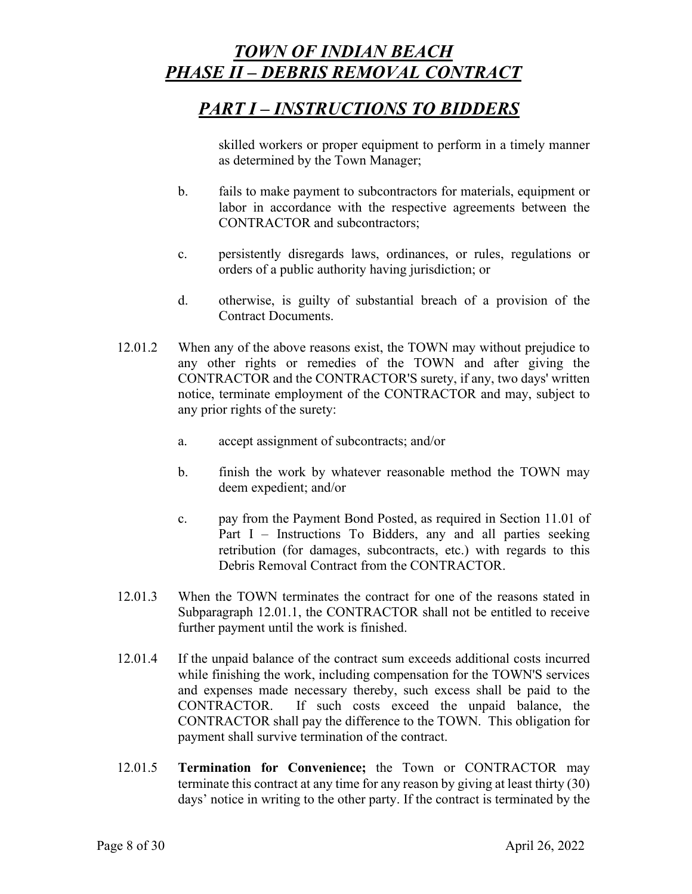skilled workers or proper equipment to perform in a timely manner as determined by the Town Manager;

b. fails to make payment to subcontractors for materials, equipment or labor in accordance with the respective agreements between the CONTRACTOR and subcontractors;

c. persistently disregards laws, ordinances, or rules, regulations or orders of a public authority having jurisdiction; or

d. otherwise, is guilty of substantial breach of a provision of the Contract Documents.

12.01.2 When any of the above reasons exist, the TOWN may without prejudice to any other rights or remedies of the TOWN and after giving the CONTRACTOR and the CONTRACTOR'S surety, if any, two days' written notice, terminate employment of the CONTRACTOR and may, subject to any prior rights of the surety:

a. accept assignment of subcontracts; and/or

b. finish the work by whatever reasonable method the TOWN may deem expedient; and/or

c. pay from the Payment Bond Posted, as required in Section 11.01 of Part I – Instructions To Bidders, any and all parties seeking retribution (for damages, subcontracts, etc.) with regards to this Debris Removal Contract from the CONTRACTOR.

12.01.3 When the TOWN terminates the contract for one of the reasons stated in Subparagraph 12.01.1, the CONTRACTOR shall not be entitled to receive further payment until the work is finished.

12.01.4 If the unpaid balance of the contract sum exceeds additional costs incurred while finishing the work, including compensation for the TOWN'S services and expenses made necessary thereby, such excess shall be paid to the CONTRACTOR. If such costs exceed the unpaid balance, the CONTRACTOR shall pay the difference to the TOWN. This obligation for payment shall survive termination of the contract.

12.01.5 **Termination for Convenience;** the Town or CONTRACTOR may terminate this contract at any time for any reason by giving at least thirty (30) days' notice in writing to the other party. If the contract is terminated by the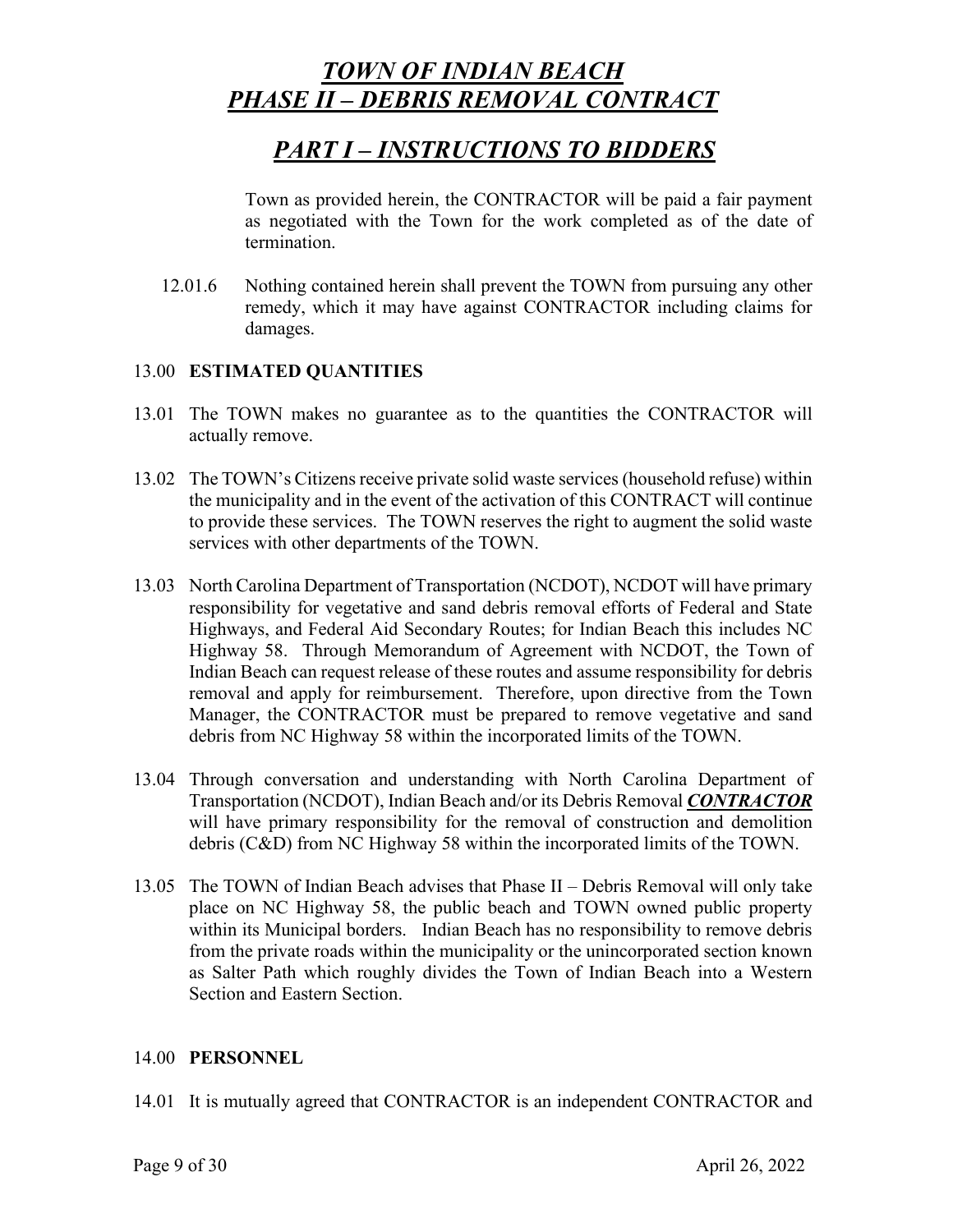Town as provided herein, the CONTRACTOR will be paid a fair payment as negotiated with the Town for the work completed as of the date of termination.

12.01.6 Nothing contained herein shall prevent the TOWN from pursuing any other remedy, which it may have against CONTRACTOR including claims for damages.

13.00 **ESTIMATED QUANTITIES**

13.01 The TOWN makes no guarantee as to the quantities the CONTRACTOR will actually remove.

13.02 The TOWN's Citizens receive private solid waste services (household refuse) within the municipality and in the event of the activation of this CONTRACT will continue to provide these services. The TOWN reserves the right to augment the solid waste services with other departments of the TOWN.

13.03 North Carolina Department of Transportation (NCDOT), NCDOT will have primary responsibility for vegetative and sand debris removal efforts of Federal and State Highways, and Federal Aid Secondary Routes; for Indian Beach this includes NC Highway 58. Through Memorandum of Agreement with NCDOT, the Town of Indian Beach can request release of these routes and assume responsibility for debris removal and apply for reimbursement. Therefore, upon directive from the Town Manager, the CONTRACTOR must be prepared to remove vegetative and sand debris from NC Highway 58 within the incorporated limits of the TOWN.

13.04 Through conversation and understanding with North Carolina Department of Transportation (NCDOT), Indian Beach and/or its Debris Removal <u>***CONTRACTOR***</u> will have primary responsibility for the removal of construction and demolition debris (C&D) from NC Highway 58 within the incorporated limits of the TOWN.

13.05 The TOWN of Indian Beach advises that Phase II – Debris Removal will only take place on NC Highway 58, the public beach and TOWN owned public property within its Municipal borders. Indian Beach has no responsibility to remove debris from the private roads within the municipality or the unincorporated section known as Salter Path which roughly divides the Town of Indian Beach into a Western Section and Eastern Section.

14.00 **PERSONNEL**

14.01 It is mutually agreed that CONTRACTOR is an independent CONTRACTOR and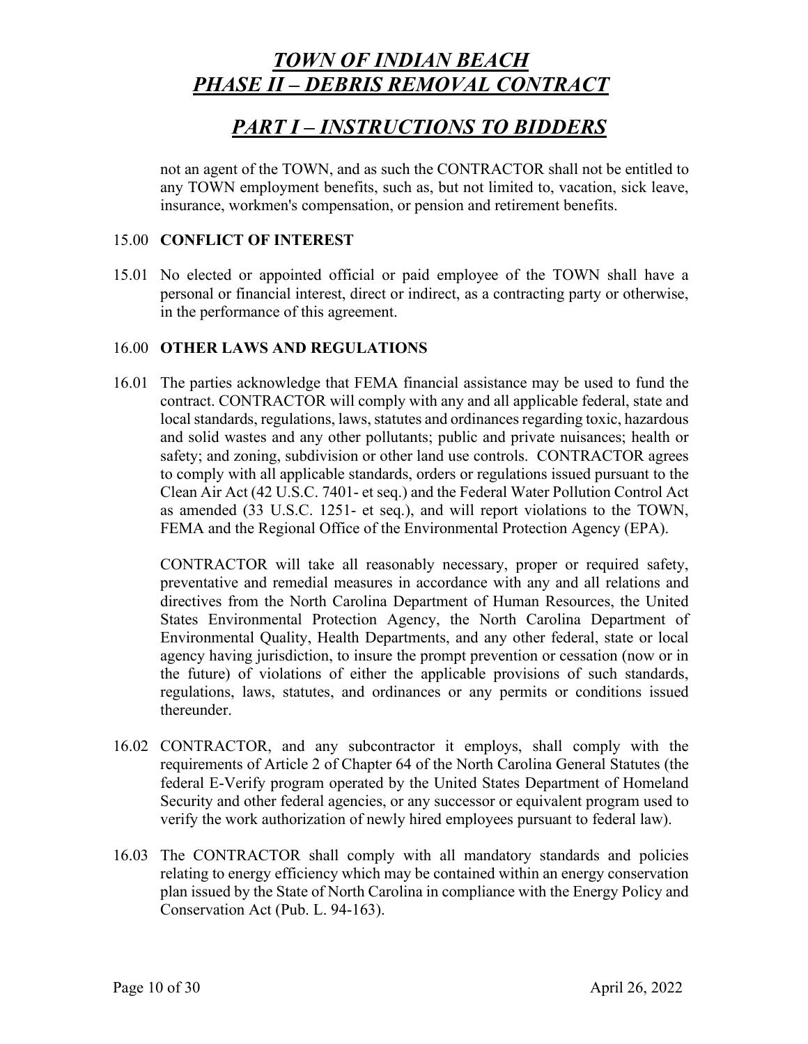not an agent of the TOWN, and as such the CONTRACTOR shall not be entitled to any TOWN employment benefits, such as, but not limited to, vacation, sick leave, insurance, workmen's compensation, or pension and retirement benefits.

## 15.00 CONFLICT OF INTEREST

15.01 No elected or appointed official or paid employee of the TOWN shall have a personal or financial interest, direct or indirect, as a contracting party or otherwise, in the performance of this agreement.

## 16.00 OTHER LAWS AND REGULATIONS

16.01 The parties acknowledge that FEMA financial assistance may be used to fund the contract. CONTRACTOR will comply with any and all applicable federal, state and local standards, regulations, laws, statutes and ordinances regarding toxic, hazardous and solid wastes and any other pollutants; public and private nuisances; health or safety; and zoning, subdivision or other land use controls. CONTRACTOR agrees to comply with all applicable standards, orders or regulations issued pursuant to the Clean Air Act (42 U.S.C. 7401- et seq.) and the Federal Water Pollution Control Act as amended (33 U.S.C. 1251- et seq.), and will report violations to the TOWN, FEMA and the Regional Office of the Environmental Protection Agency (EPA).

CONTRACTOR will take all reasonably necessary, proper or required safety, preventative and remedial measures in accordance with any and all relations and directives from the North Carolina Department of Human Resources, the United States Environmental Protection Agency, the North Carolina Department of Environmental Quality, Health Departments, and any other federal, state or local agency having jurisdiction, to insure the prompt prevention or cessation (now or in the future) of violations of either the applicable provisions of such standards, regulations, laws, statutes, and ordinances or any permits or conditions issued thereunder.

16.02 CONTRACTOR, and any subcontractor it employs, shall comply with the requirements of Article 2 of Chapter 64 of the North Carolina General Statutes (the federal E-Verify program operated by the United States Department of Homeland Security and other federal agencies, or any successor or equivalent program used to verify the work authorization of newly hired employees pursuant to federal law).

16.03 The CONTRACTOR shall comply with all mandatory standards and policies relating to energy efficiency which may be contained within an energy conservation plan issued by the State of North Carolina in compliance with the Energy Policy and Conservation Act (Pub. L. 94-163).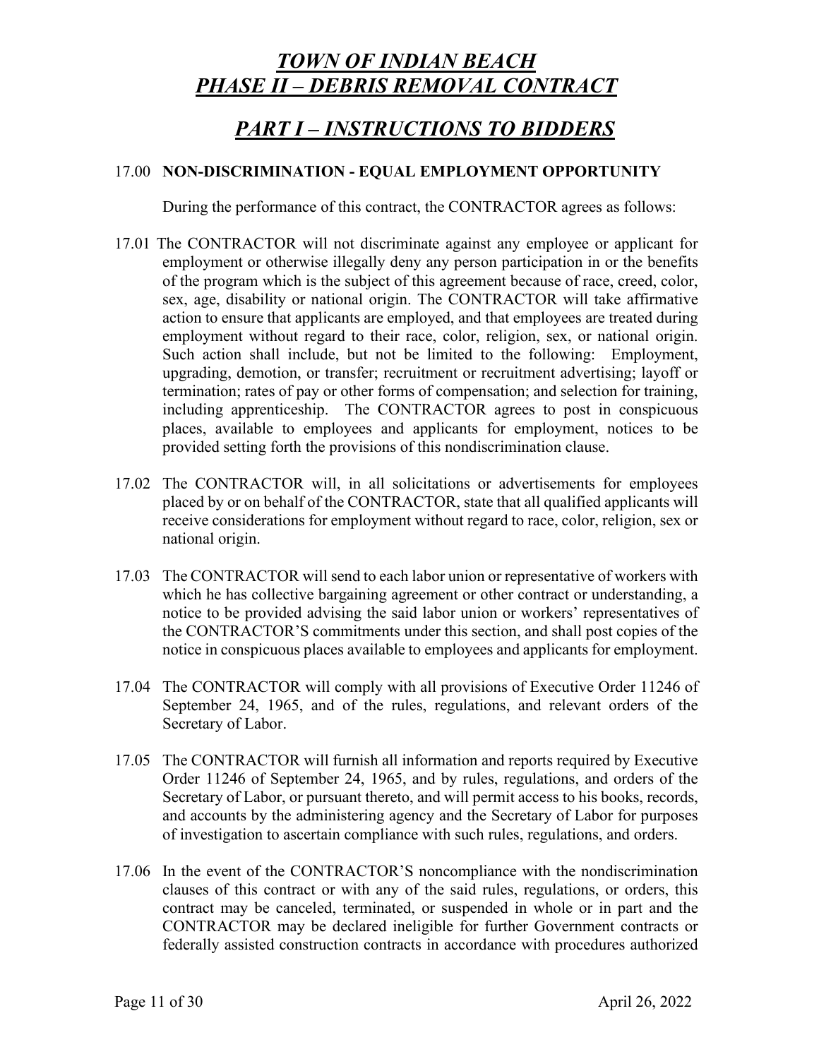# *TOWN OF INDIAN BEACH*
# *PHASE II – DEBRIS REMOVAL CONTRACT*

## *PART I – INSTRUCTIONS TO BIDDERS*

### 17.00 **NON-DISCRIMINATION - EQUAL EMPLOYMENT OPPORTUNITY**

During the performance of this contract, the CONTRACTOR agrees as follows:

17.01 The CONTRACTOR will not discriminate against any employee or applicant for employment or otherwise illegally deny any person participation in or the benefits of the program which is the subject of this agreement because of race, creed, color, sex, age, disability or national origin. The CONTRACTOR will take affirmative action to ensure that applicants are employed, and that employees are treated during employment without regard to their race, color, religion, sex, or national origin. Such action shall include, but not be limited to the following: Employment, upgrading, demotion, or transfer; recruitment or recruitment advertising; layoff or termination; rates of pay or other forms of compensation; and selection for training, including apprenticeship. The CONTRACTOR agrees to post in conspicuous places, available to employees and applicants for employment, notices to be provided setting forth the provisions of this nondiscrimination clause.

17.02 The CONTRACTOR will, in all solicitations or advertisements for employees placed by or on behalf of the CONTRACTOR, state that all qualified applicants will receive considerations for employment without regard to race, color, religion, sex or national origin.

17.03 The CONTRACTOR will send to each labor union or representative of workers with which he has collective bargaining agreement or other contract or understanding, a notice to be provided advising the said labor union or workers' representatives of the CONTRACTOR'S commitments under this section, and shall post copies of the notice in conspicuous places available to employees and applicants for employment.

17.04 The CONTRACTOR will comply with all provisions of Executive Order 11246 of September 24, 1965, and of the rules, regulations, and relevant orders of the Secretary of Labor.

17.05 The CONTRACTOR will furnish all information and reports required by Executive Order 11246 of September 24, 1965, and by rules, regulations, and orders of the Secretary of Labor, or pursuant thereto, and will permit access to his books, records, and accounts by the administering agency and the Secretary of Labor for purposes of investigation to ascertain compliance with such rules, regulations, and orders.

17.06 In the event of the CONTRACTOR'S noncompliance with the nondiscrimination clauses of this contract or with any of the said rules, regulations, or orders, this contract may be canceled, terminated, or suspended in whole or in part and the CONTRACTOR may be declared ineligible for further Government contracts or federally assisted construction contracts in accordance with procedures authorized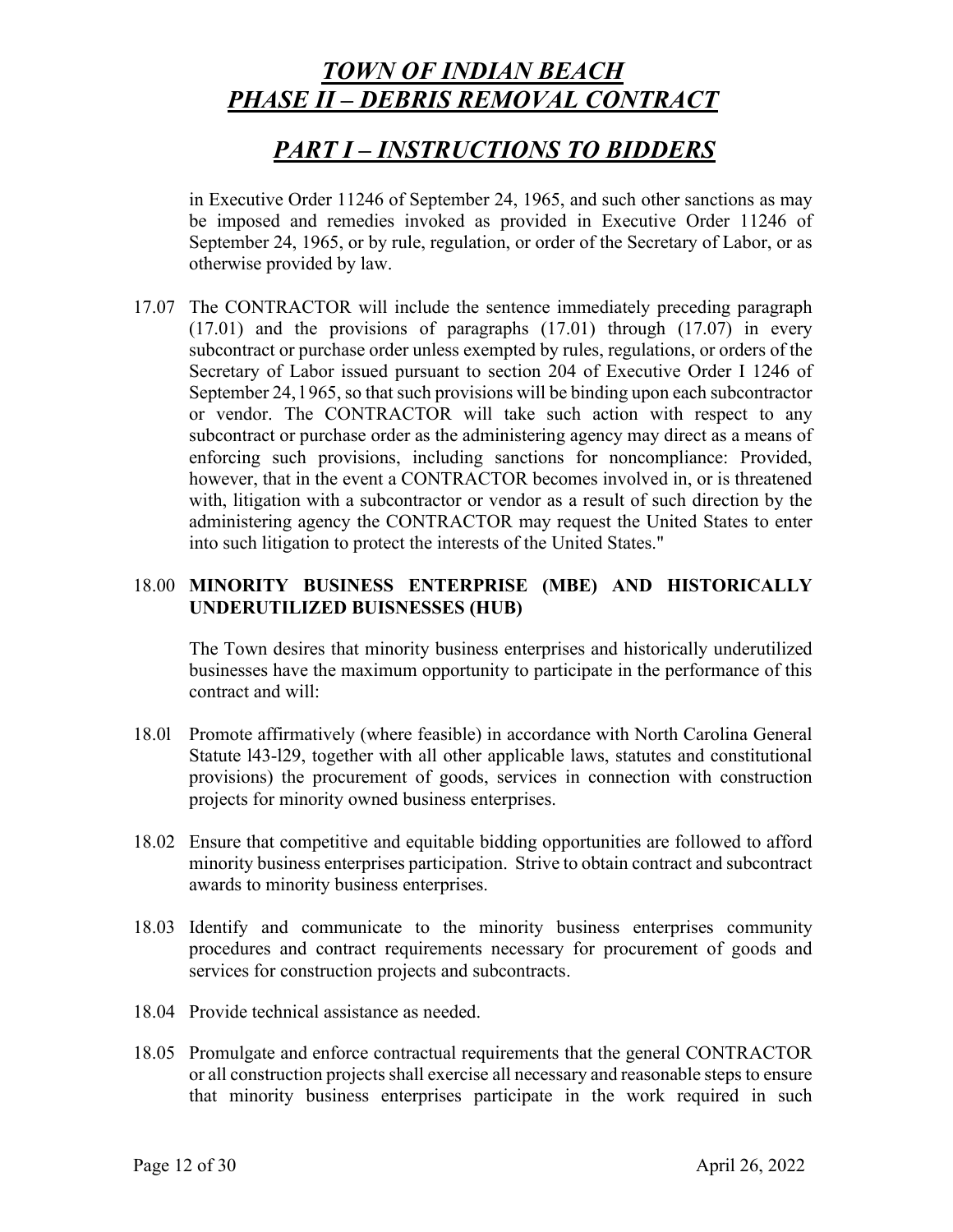in Executive Order 11246 of September 24, 1965, and such other sanctions as may be imposed and remedies invoked as provided in Executive Order 11246 of September 24, 1965, or by rule, regulation, or order of the Secretary of Labor, or as otherwise provided by law.

17.07 The CONTRACTOR will include the sentence immediately preceding paragraph (17.01) and the provisions of paragraphs (17.01) through (17.07) in every subcontract or purchase order unless exempted by rules, regulations, or orders of the Secretary of Labor issued pursuant to section 204 of Executive Order I 1246 of September 24, l 965, so that such provisions will be binding upon each subcontractor or vendor. The CONTRACTOR will take such action with respect to any subcontract or purchase order as the administering agency may direct as a means of enforcing such provisions, including sanctions for noncompliance: Provided, however, that in the event a CONTRACTOR becomes involved in, or is threatened with, litigation with a subcontractor or vendor as a result of such direction by the administering agency the CONTRACTOR may request the United States to enter into such litigation to protect the interests of the United States."

18.00 **MINORITY BUSINESS ENTERPRISE (MBE) AND HISTORICALLY UNDERUTILIZED BUISNESSES (HUB)**

The Town desires that minority business enterprises and historically underutilized businesses have the maximum opportunity to participate in the performance of this contract and will:

18.0l Promote affirmatively (where feasible) in accordance with North Carolina General Statute l43-l29, together with all other applicable laws, statutes and constitutional provisions) the procurement of goods, services in connection with construction projects for minority owned business enterprises.

18.02 Ensure that competitive and equitable bidding opportunities are followed to afford minority business enterprises participation. Strive to obtain contract and subcontract awards to minority business enterprises.

18.03 Identify and communicate to the minority business enterprises community procedures and contract requirements necessary for procurement of goods and services for construction projects and subcontracts.

18.04 Provide technical assistance as needed.

18.05 Promulgate and enforce contractual requirements that the general CONTRACTOR or all construction projects shall exercise all necessary and reasonable steps to ensure that minority business enterprises participate in the work required in such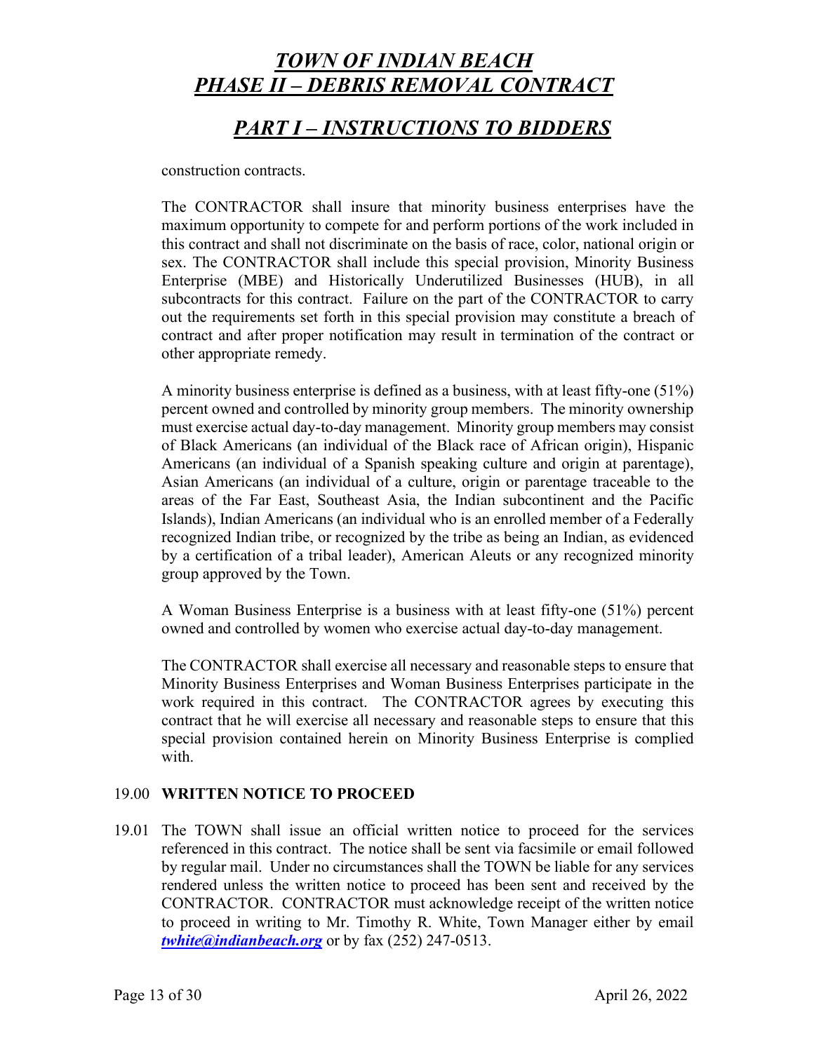construction contracts.

The CONTRACTOR shall insure that minority business enterprises have the maximum opportunity to compete for and perform portions of the work included in this contract and shall not discriminate on the basis of race, color, national origin or sex. The CONTRACTOR shall include this special provision, Minority Business Enterprise (MBE) and Historically Underutilized Businesses (HUB), in all subcontracts for this contract. Failure on the part of the CONTRACTOR to carry out the requirements set forth in this special provision may constitute a breach of contract and after proper notification may result in termination of the contract or other appropriate remedy.

A minority business enterprise is defined as a business, with at least fifty-one (51%) percent owned and controlled by minority group members. The minority ownership must exercise actual day-to-day management. Minority group members may consist of Black Americans (an individual of the Black race of African origin), Hispanic Americans (an individual of a Spanish speaking culture and origin at parentage), Asian Americans (an individual of a culture, origin or parentage traceable to the areas of the Far East, Southeast Asia, the Indian subcontinent and the Pacific Islands), Indian Americans (an individual who is an enrolled member of a Federally recognized Indian tribe, or recognized by the tribe as being an Indian, as evidenced by a certification of a tribal leader), American Aleuts or any recognized minority group approved by the Town.

A Woman Business Enterprise is a business with at least fifty-one (51%) percent owned and controlled by women who exercise actual day-to-day management.

The CONTRACTOR shall exercise all necessary and reasonable steps to ensure that Minority Business Enterprises and Woman Business Enterprises participate in the work required in this contract. The CONTRACTOR agrees by executing this contract that he will exercise all necessary and reasonable steps to ensure that this special provision contained herein on Minority Business Enterprise is complied with.

## 19.00 WRITTEN NOTICE TO PROCEED

19.01 The TOWN shall issue an official written notice to proceed for the services referenced in this contract. The notice shall be sent via facsimile or email followed by regular mail. Under no circumstances shall the TOWN be liable for any services rendered unless the written notice to proceed has been sent and received by the CONTRACTOR. CONTRACTOR must acknowledge receipt of the written notice to proceed in writing to Mr. Timothy R. White, Town Manager either by email ***twhite@indianbeach.org*** or by fax (252) 247-0513.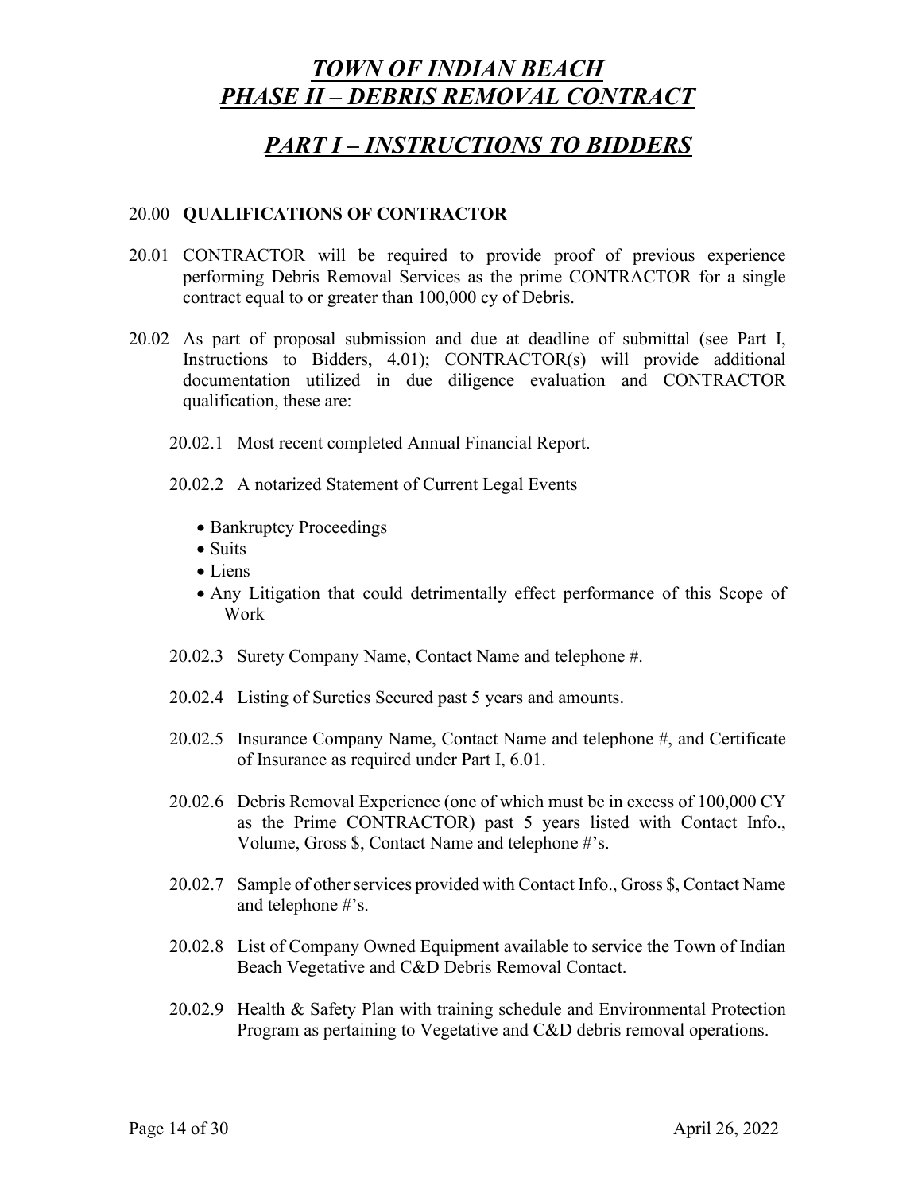# *TOWN OF INDIAN BEACH*
# *PHASE II – DEBRIS REMOVAL CONTRACT*

## *PART I – INSTRUCTIONS TO BIDDERS*

### 20.00 QUALIFICATIONS OF CONTRACTOR

20.01 CONTRACTOR will be required to provide proof of previous experience performing Debris Removal Services as the prime CONTRACTOR for a single contract equal to or greater than 100,000 cy of Debris.

20.02 As part of proposal submission and due at deadline of submittal (see Part I, Instructions to Bidders, 4.01); CONTRACTOR(s) will provide additional documentation utilized in due diligence evaluation and CONTRACTOR qualification, these are:

20.02.1 Most recent completed Annual Financial Report.

20.02.2 A notarized Statement of Current Legal Events

- Bankruptcy Proceedings
- Suits
- Liens
- Any Litigation that could detrimentally effect performance of this Scope of Work

20.02.3 Surety Company Name, Contact Name and telephone #.

20.02.4 Listing of Sureties Secured past 5 years and amounts.

20.02.5 Insurance Company Name, Contact Name and telephone #, and Certificate of Insurance as required under Part I, 6.01.

20.02.6 Debris Removal Experience (one of which must be in excess of 100,000 CY as the Prime CONTRACTOR) past 5 years listed with Contact Info., Volume, Gross $, Contact Name and telephone #'s.

20.02.7 Sample of other services provided with Contact Info., Gross $, Contact Name and telephone #'s.

20.02.8 List of Company Owned Equipment available to service the Town of Indian Beach Vegetative and C&D Debris Removal Contact.

20.02.9 Health & Safety Plan with training schedule and Environmental Protection Program as pertaining to Vegetative and C&D debris removal operations.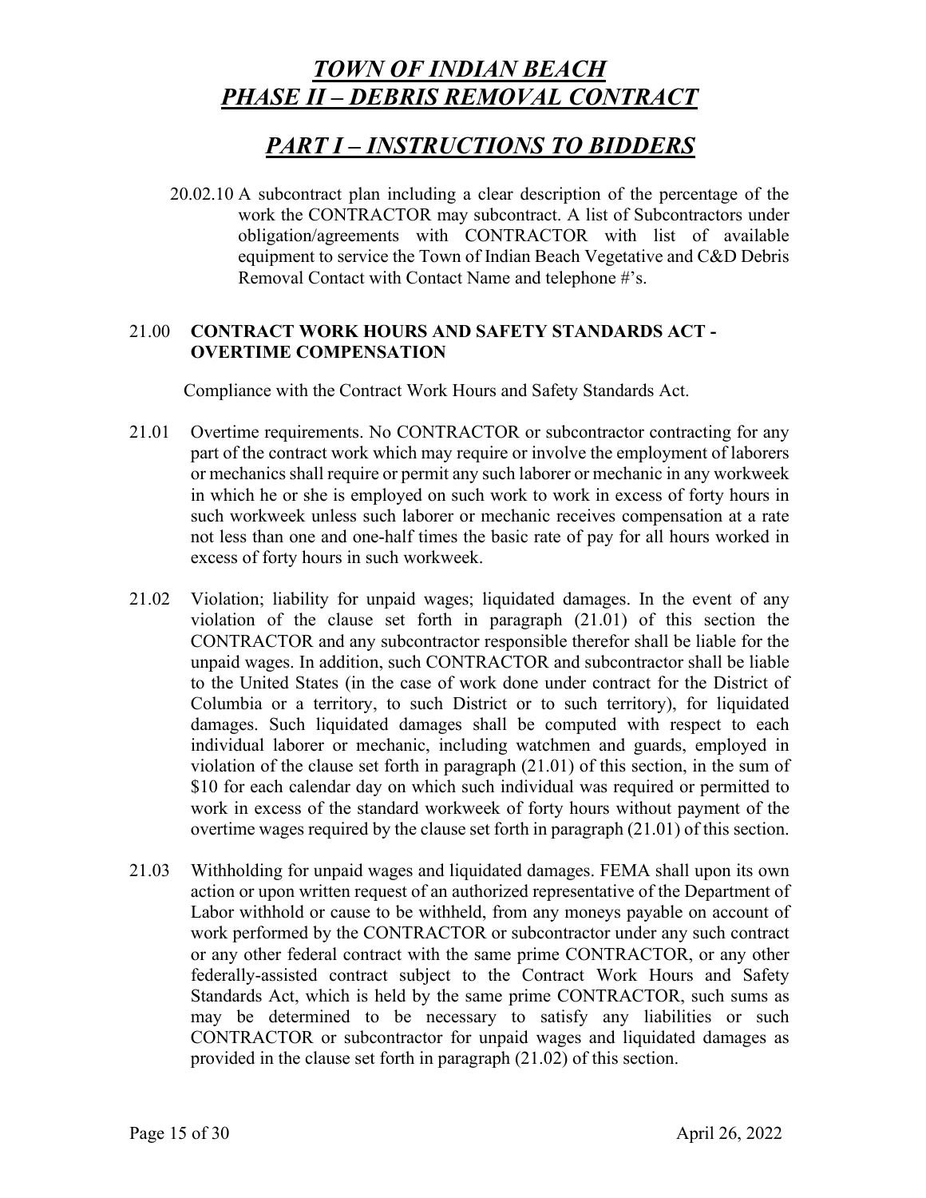20.02.10 A subcontract plan including a clear description of the percentage of the work the CONTRACTOR may subcontract. A list of Subcontractors under obligation/agreements with CONTRACTOR with list of available equipment to service the Town of Indian Beach Vegetative and C&D Debris Removal Contact with Contact Name and telephone #'s.

## 21.00 CONTRACT WORK HOURS AND SAFETY STANDARDS ACT - OVERTIME COMPENSATION

Compliance with the Contract Work Hours and Safety Standards Act.

21.01 Overtime requirements. No CONTRACTOR or subcontractor contracting for any part of the contract work which may require or involve the employment of laborers or mechanics shall require or permit any such laborer or mechanic in any workweek in which he or she is employed on such work to work in excess of forty hours in such workweek unless such laborer or mechanic receives compensation at a rate not less than one and one-half times the basic rate of pay for all hours worked in excess of forty hours in such workweek.

21.02 Violation; liability for unpaid wages; liquidated damages. In the event of any violation of the clause set forth in paragraph (21.01) of this section the CONTRACTOR and any subcontractor responsible therefor shall be liable for the unpaid wages. In addition, such CONTRACTOR and subcontractor shall be liable to the United States (in the case of work done under contract for the District of Columbia or a territory, to such District or to such territory), for liquidated damages. Such liquidated damages shall be computed with respect to each individual laborer or mechanic, including watchmen and guards, employed in violation of the clause set forth in paragraph (21.01) of this section, in the sum of $10 for each calendar day on which such individual was required or permitted to work in excess of the standard workweek of forty hours without payment of the overtime wages required by the clause set forth in paragraph (21.01) of this section.

21.03 Withholding for unpaid wages and liquidated damages. FEMA shall upon its own action or upon written request of an authorized representative of the Department of Labor withhold or cause to be withheld, from any moneys payable on account of work performed by the CONTRACTOR or subcontractor under any such contract or any other federal contract with the same prime CONTRACTOR, or any other federally-assisted contract subject to the Contract Work Hours and Safety Standards Act, which is held by the same prime CONTRACTOR, such sums as may be determined to be necessary to satisfy any liabilities or such CONTRACTOR or subcontractor for unpaid wages and liquidated damages as provided in the clause set forth in paragraph (21.02) of this section.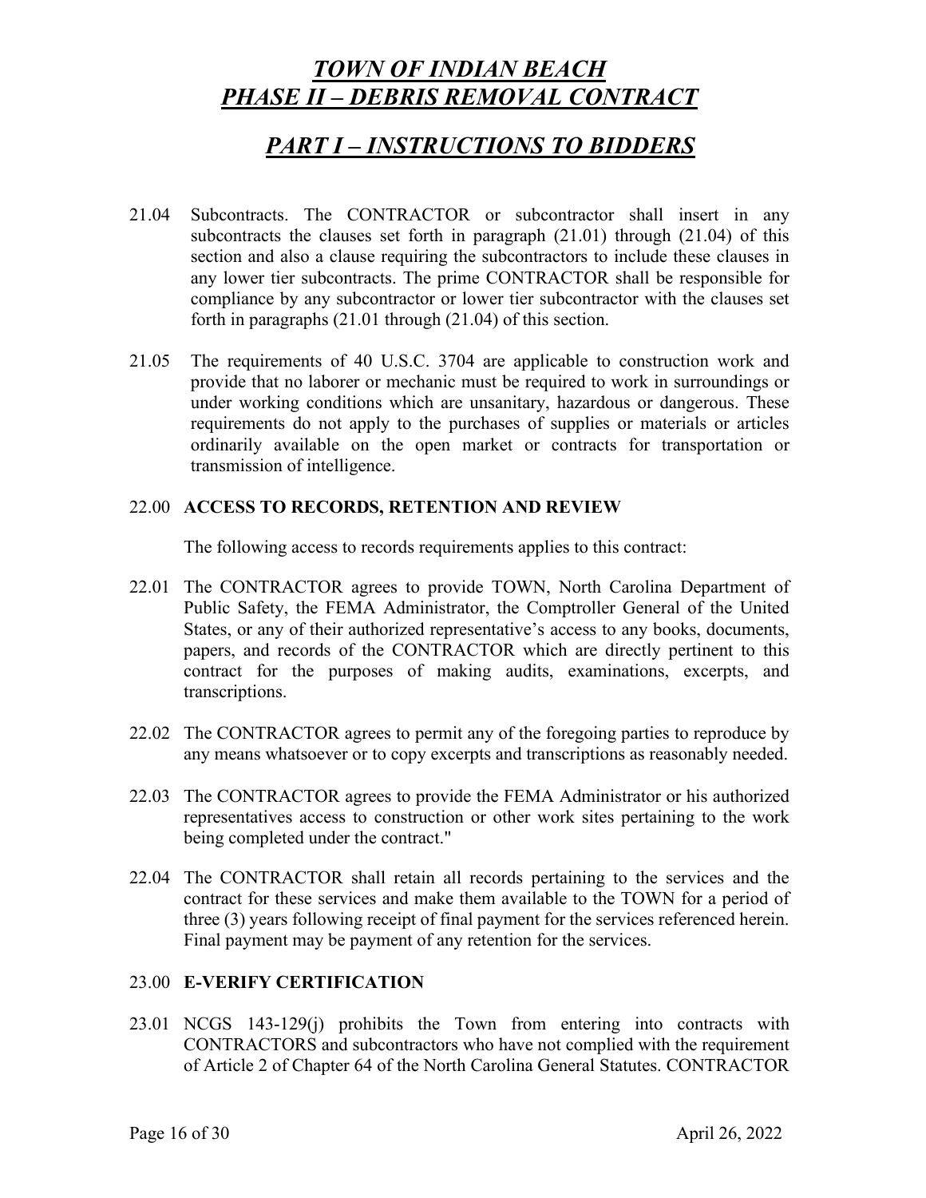21.04 Subcontracts. The CONTRACTOR or subcontractor shall insert in any subcontracts the clauses set forth in paragraph (21.01) through (21.04) of this section and also a clause requiring the subcontractors to include these clauses in any lower tier subcontracts. The prime CONTRACTOR shall be responsible for compliance by any subcontractor or lower tier subcontractor with the clauses set forth in paragraphs (21.01 through (21.04) of this section.

21.05 The requirements of 40 U.S.C. 3704 are applicable to construction work and provide that no laborer or mechanic must be required to work in surroundings or under working conditions which are unsanitary, hazardous or dangerous. These requirements do not apply to the purchases of supplies or materials or articles ordinarily available on the open market or contracts for transportation or transmission of intelligence.

## 22.00 ACCESS TO RECORDS, RETENTION AND REVIEW

The following access to records requirements applies to this contract:

22.01 The CONTRACTOR agrees to provide TOWN, North Carolina Department of Public Safety, the FEMA Administrator, the Comptroller General of the United States, or any of their authorized representative's access to any books, documents, papers, and records of the CONTRACTOR which are directly pertinent to this contract for the purposes of making audits, examinations, excerpts, and transcriptions.

22.02 The CONTRACTOR agrees to permit any of the foregoing parties to reproduce by any means whatsoever or to copy excerpts and transcriptions as reasonably needed.

22.03 The CONTRACTOR agrees to provide the FEMA Administrator or his authorized representatives access to construction or other work sites pertaining to the work being completed under the contract."

22.04 The CONTRACTOR shall retain all records pertaining to the services and the contract for these services and make them available to the TOWN for a period of three (3) years following receipt of final payment for the services referenced herein. Final payment may be payment of any retention for the services.

## 23.00 E-VERIFY CERTIFICATION

23.01 NCGS 143-129(j) prohibits the Town from entering into contracts with CONTRACTORS and subcontractors who have not complied with the requirement of Article 2 of Chapter 64 of the North Carolina General Statutes. CONTRACTOR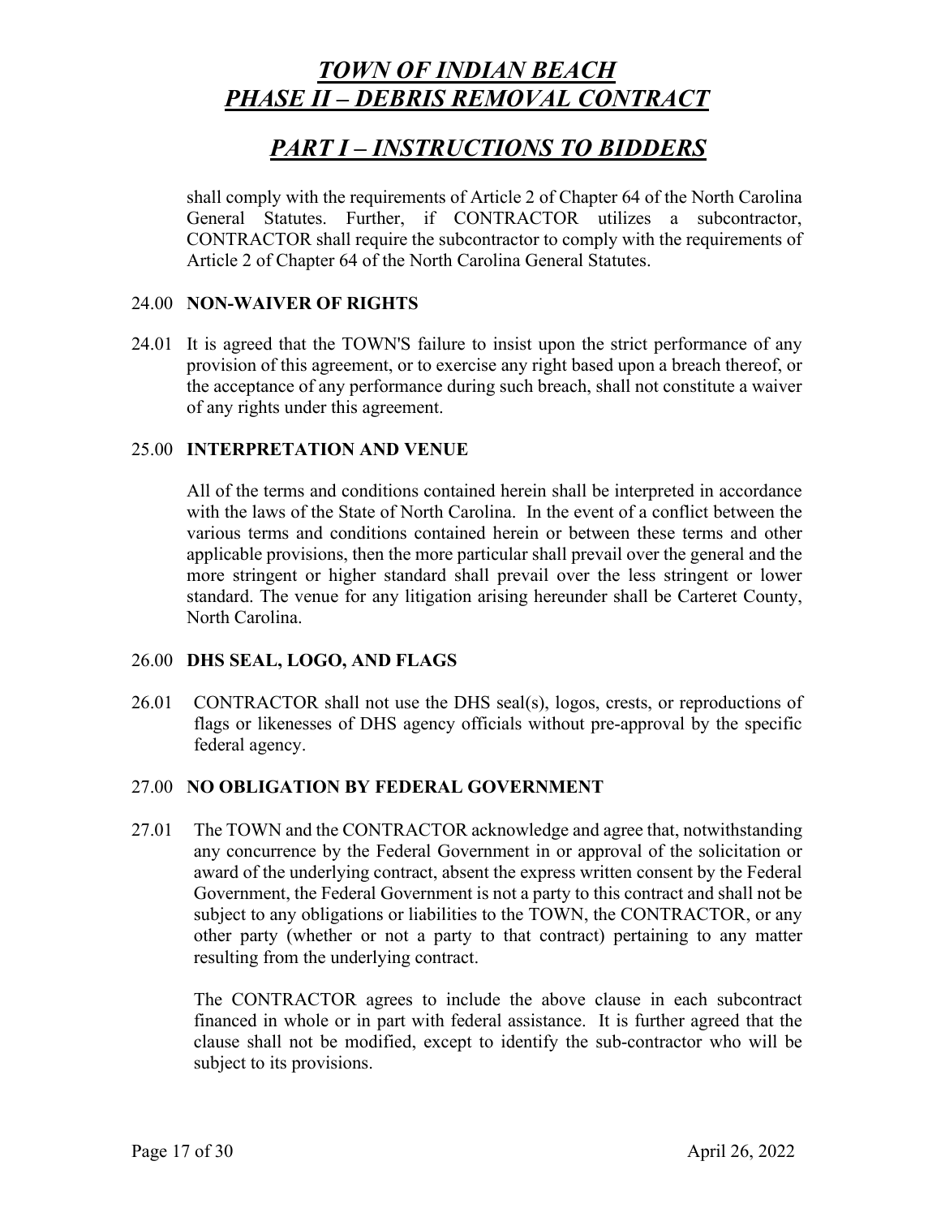shall comply with the requirements of Article 2 of Chapter 64 of the North Carolina General Statutes. Further, if CONTRACTOR utilizes a subcontractor, CONTRACTOR shall require the subcontractor to comply with the requirements of Article 2 of Chapter 64 of the North Carolina General Statutes.

### 24.00 NON-WAIVER OF RIGHTS

24.01 It is agreed that the TOWN'S failure to insist upon the strict performance of any provision of this agreement, or to exercise any right based upon a breach thereof, or the acceptance of any performance during such breach, shall not constitute a waiver of any rights under this agreement.

### 25.00 INTERPRETATION AND VENUE

All of the terms and conditions contained herein shall be interpreted in accordance with the laws of the State of North Carolina. In the event of a conflict between the various terms and conditions contained herein or between these terms and other applicable provisions, then the more particular shall prevail over the general and the more stringent or higher standard shall prevail over the less stringent or lower standard. The venue for any litigation arising hereunder shall be Carteret County, North Carolina.

### 26.00 DHS SEAL, LOGO, AND FLAGS

26.01 CONTRACTOR shall not use the DHS seal(s), logos, crests, or reproductions of flags or likenesses of DHS agency officials without pre-approval by the specific federal agency.

### 27.00 NO OBLIGATION BY FEDERAL GOVERNMENT

27.01 The TOWN and the CONTRACTOR acknowledge and agree that, notwithstanding any concurrence by the Federal Government in or approval of the solicitation or award of the underlying contract, absent the express written consent by the Federal Government, the Federal Government is not a party to this contract and shall not be subject to any obligations or liabilities to the TOWN, the CONTRACTOR, or any other party (whether or not a party to that contract) pertaining to any matter resulting from the underlying contract.

The CONTRACTOR agrees to include the above clause in each subcontract financed in whole or in part with federal assistance. It is further agreed that the clause shall not be modified, except to identify the sub-contractor who will be subject to its provisions.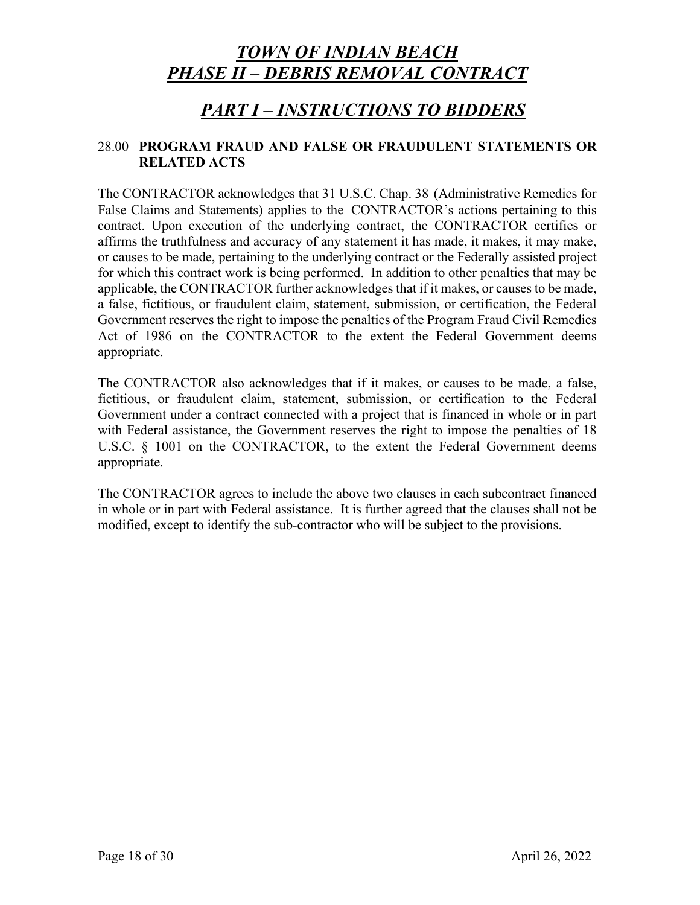# *TOWN OF INDIAN BEACH*
# *PHASE II – DEBRIS REMOVAL CONTRACT*

## *PART I – INSTRUCTIONS TO BIDDERS*

### 28.00 PROGRAM FRAUD AND FALSE OR FRAUDULENT STATEMENTS OR RELATED ACTS

The CONTRACTOR acknowledges that 31 U.S.C. Chap. 38 (Administrative Remedies for False Claims and Statements) applies to the CONTRACTOR's actions pertaining to this contract. Upon execution of the underlying contract, the CONTRACTOR certifies or affirms the truthfulness and accuracy of any statement it has made, it makes, it may make, or causes to be made, pertaining to the underlying contract or the Federally assisted project for which this contract work is being performed. In addition to other penalties that may be applicable, the CONTRACTOR further acknowledges that if it makes, or causes to be made, a false, fictitious, or fraudulent claim, statement, submission, or certification, the Federal Government reserves the right to impose the penalties of the Program Fraud Civil Remedies Act of 1986 on the CONTRACTOR to the extent the Federal Government deems appropriate.

The CONTRACTOR also acknowledges that if it makes, or causes to be made, a false, fictitious, or fraudulent claim, statement, submission, or certification to the Federal Government under a contract connected with a project that is financed in whole or in part with Federal assistance, the Government reserves the right to impose the penalties of 18 U.S.C. § 1001 on the CONTRACTOR, to the extent the Federal Government deems appropriate.

The CONTRACTOR agrees to include the above two clauses in each subcontract financed in whole or in part with Federal assistance. It is further agreed that the clauses shall not be modified, except to identify the sub-contractor who will be subject to the provisions.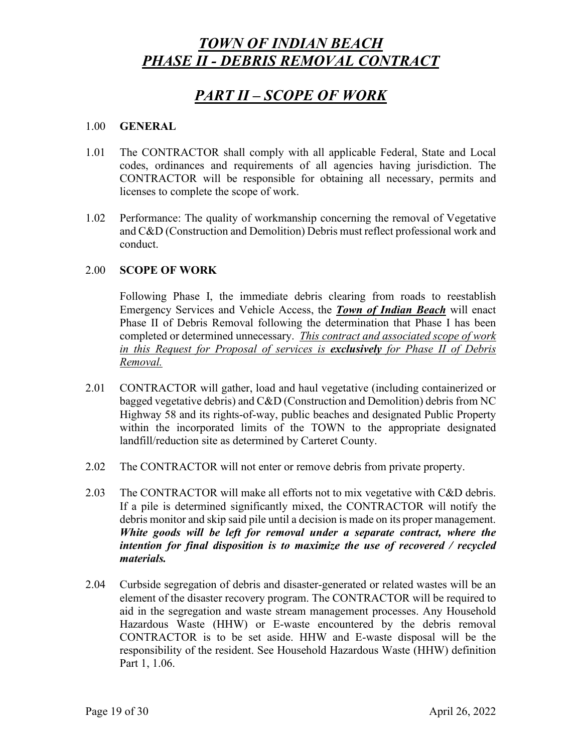# *TOWN OF INDIAN BEACH*
# *PHASE II - DEBRIS REMOVAL CONTRACT*

## *PART II – SCOPE OF WORK*

1.00 **GENERAL**

1.01 The CONTRACTOR shall comply with all applicable Federal, State and Local codes, ordinances and requirements of all agencies having jurisdiction. The CONTRACTOR will be responsible for obtaining all necessary, permits and licenses to complete the scope of work.

1.02 Performance: The quality of workmanship concerning the removal of Vegetative and C&D (Construction and Demolition) Debris must reflect professional work and conduct.

2.00 **SCOPE OF WORK**

Following Phase I, the immediate debris clearing from roads to reestablish Emergency Services and Vehicle Access, the ***Town of Indian Beach*** will enact Phase II of Debris Removal following the determination that Phase I has been completed or determined unnecessary. *This contract and associated scope of work in this Request for Proposal of services is **exclusively** for Phase II of Debris Removal.*

2.01 CONTRACTOR will gather, load and haul vegetative (including containerized or bagged vegetative debris) and C&D (Construction and Demolition) debris from NC Highway 58 and its rights-of-way, public beaches and designated Public Property within the incorporated limits of the TOWN to the appropriate designated landfill/reduction site as determined by Carteret County.

2.02 The CONTRACTOR will not enter or remove debris from private property.

2.03 The CONTRACTOR will make all efforts not to mix vegetative with C&D debris. If a pile is determined significantly mixed, the CONTRACTOR will notify the debris monitor and skip said pile until a decision is made on its proper management. ***White goods will be left for removal under a separate contract, where the intention for final disposition is to maximize the use of recovered / recycled materials.***

2.04 Curbside segregation of debris and disaster-generated or related wastes will be an element of the disaster recovery program. The CONTRACTOR will be required to aid in the segregation and waste stream management processes. Any Household Hazardous Waste (HHW) or E-waste encountered by the debris removal CONTRACTOR is to be set aside. HHW and E-waste disposal will be the responsibility of the resident. See Household Hazardous Waste (HHW) definition Part 1, 1.06.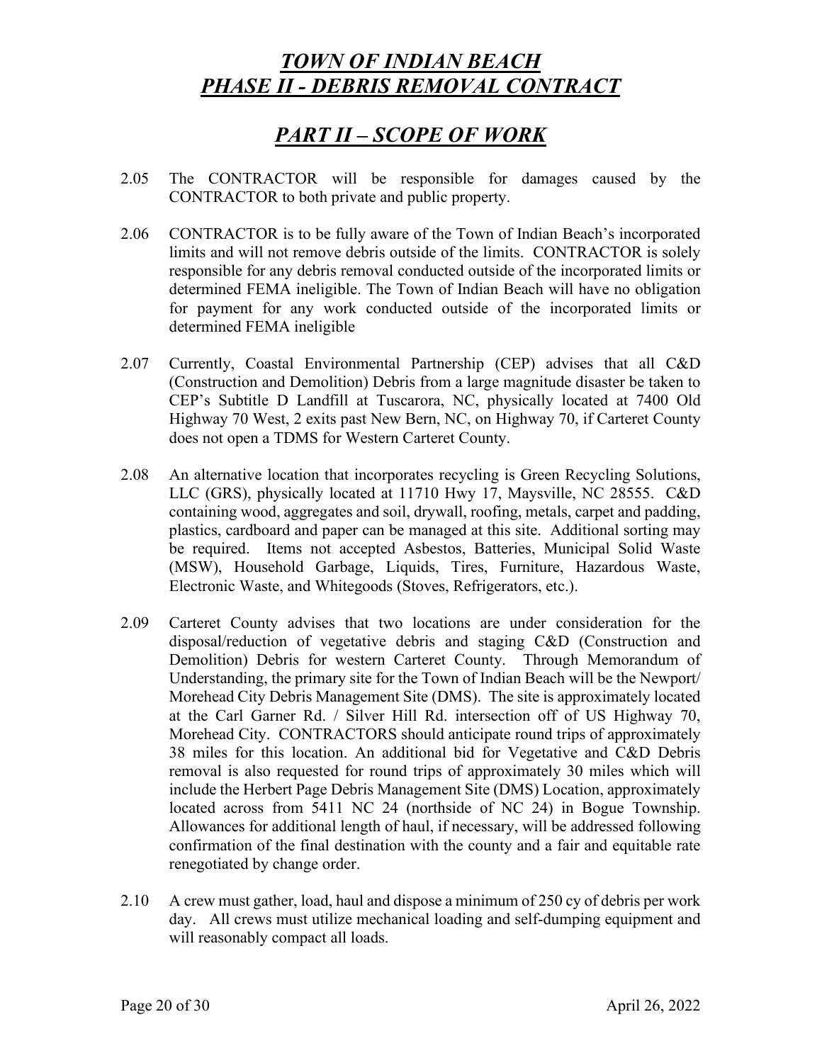#### *TOWN OF INDIAN BEACH*
#### *PHASE II - DEBRIS REMOVAL CONTRACT*

## *PART II – SCOPE OF WORK*

2.05 The CONTRACTOR will be responsible for damages caused by the CONTRACTOR to both private and public property.

2.06 CONTRACTOR is to be fully aware of the Town of Indian Beach's incorporated limits and will not remove debris outside of the limits. CONTRACTOR is solely responsible for any debris removal conducted outside of the incorporated limits or determined FEMA ineligible. The Town of Indian Beach will have no obligation for payment for any work conducted outside of the incorporated limits or determined FEMA ineligible

2.07 Currently, Coastal Environmental Partnership (CEP) advises that all C&D (Construction and Demolition) Debris from a large magnitude disaster be taken to CEP's Subtitle D Landfill at Tuscarora, NC, physically located at 7400 Old Highway 70 West, 2 exits past New Bern, NC, on Highway 70, if Carteret County does not open a TDMS for Western Carteret County.

2.08 An alternative location that incorporates recycling is Green Recycling Solutions, LLC (GRS), physically located at 11710 Hwy 17, Maysville, NC 28555. C&D containing wood, aggregates and soil, drywall, roofing, metals, carpet and padding, plastics, cardboard and paper can be managed at this site. Additional sorting may be required. Items not accepted Asbestos, Batteries, Municipal Solid Waste (MSW), Household Garbage, Liquids, Tires, Furniture, Hazardous Waste, Electronic Waste, and Whitegoods (Stoves, Refrigerators, etc.).

2.09 Carteret County advises that two locations are under consideration for the disposal/reduction of vegetative debris and staging C&D (Construction and Demolition) Debris for western Carteret County. Through Memorandum of Understanding, the primary site for the Town of Indian Beach will be the Newport/ Morehead City Debris Management Site (DMS). The site is approximately located at the Carl Garner Rd. / Silver Hill Rd. intersection off of US Highway 70, Morehead City. CONTRACTORS should anticipate round trips of approximately 38 miles for this location. An additional bid for Vegetative and C&D Debris removal is also requested for round trips of approximately 30 miles which will include the Herbert Page Debris Management Site (DMS) Location, approximately located across from 5411 NC 24 (northside of NC 24) in Bogue Township. Allowances for additional length of haul, if necessary, will be addressed following confirmation of the final destination with the county and a fair and equitable rate renegotiated by change order.

2.10 A crew must gather, load, haul and dispose a minimum of 250 cy of debris per work day. All crews must utilize mechanical loading and self-dumping equipment and will reasonably compact all loads.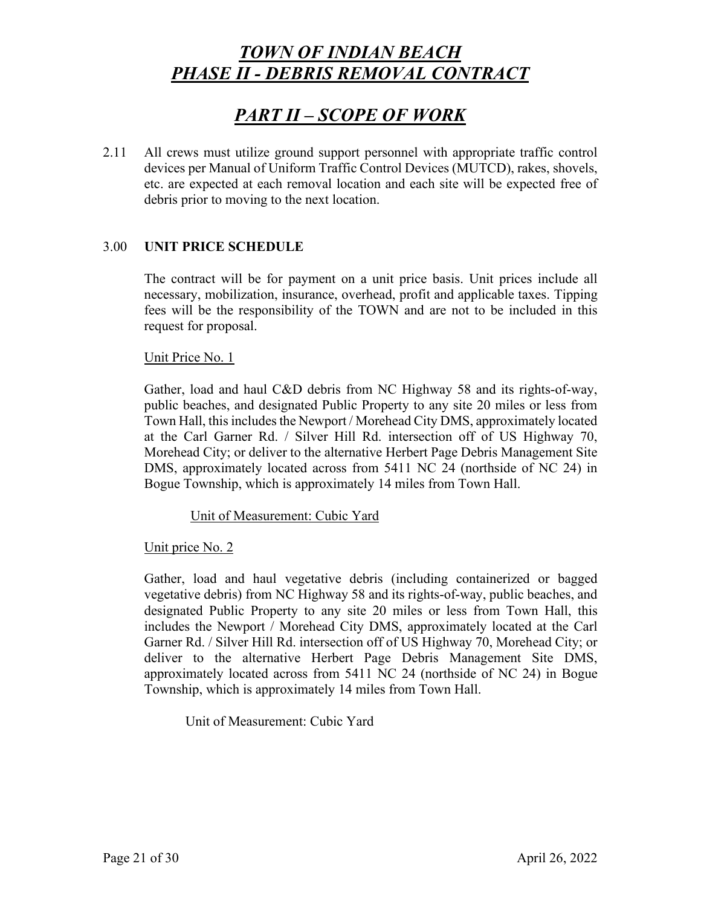# *TOWN OF INDIAN BEACH*
# *PHASE II - DEBRIS REMOVAL CONTRACT*

## *PART II – SCOPE OF WORK*

2.11 All crews must utilize ground support personnel with appropriate traffic control devices per Manual of Uniform Traffic Control Devices (MUTCD), rakes, shovels, etc. are expected at each removal location and each site will be expected free of debris prior to moving to the next location.

3.00 **UNIT PRICE SCHEDULE**

The contract will be for payment on a unit price basis. Unit prices include all necessary, mobilization, insurance, overhead, profit and applicable taxes. Tipping fees will be the responsibility of the TOWN and are not to be included in this request for proposal.

Unit Price No. 1

Gather, load and haul C&D debris from NC Highway 58 and its rights-of-way, public beaches, and designated Public Property to any site 20 miles or less from Town Hall, this includes the Newport / Morehead City DMS, approximately located at the Carl Garner Rd. / Silver Hill Rd. intersection off of US Highway 70, Morehead City; or deliver to the alternative Herbert Page Debris Management Site DMS, approximately located across from 5411 NC 24 (northside of NC 24) in Bogue Township, which is approximately 14 miles from Town Hall.

Unit of Measurement: Cubic Yard

Unit price No. 2

Gather, load and haul vegetative debris (including containerized or bagged vegetative debris) from NC Highway 58 and its rights-of-way, public beaches, and designated Public Property to any site 20 miles or less from Town Hall, this includes the Newport / Morehead City DMS, approximately located at the Carl Garner Rd. / Silver Hill Rd. intersection off of US Highway 70, Morehead City; or deliver to the alternative Herbert Page Debris Management Site DMS, approximately located across from 5411 NC 24 (northside of NC 24) in Bogue Township, which is approximately 14 miles from Town Hall.

Unit of Measurement: Cubic Yard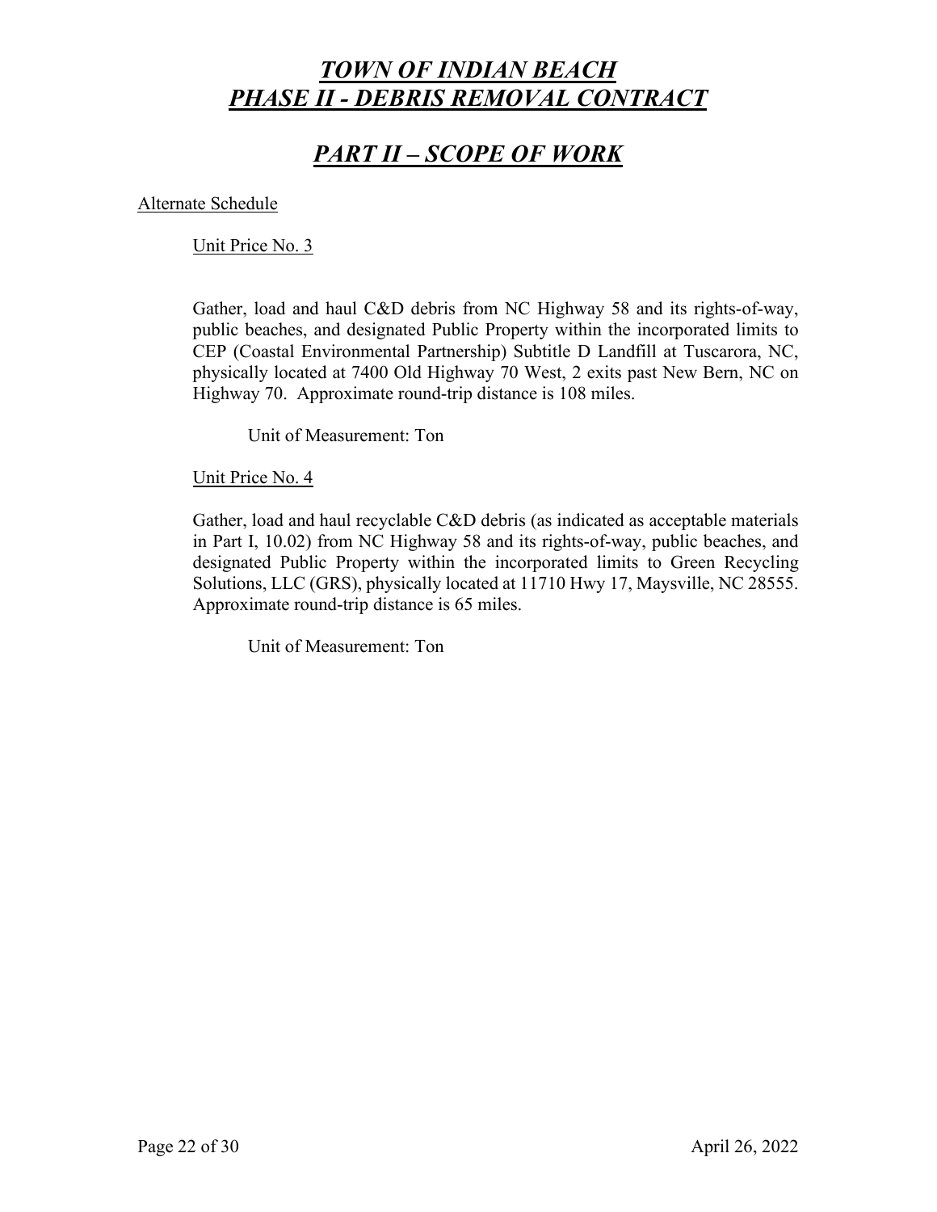# ***TOWN OF INDIAN BEACH PHASE II - DEBRIS REMOVAL CONTRACT***

## ***PART II – SCOPE OF WORK***

Alternate Schedule

Unit Price No. 3

Gather, load and haul C&D debris from NC Highway 58 and its rights-of-way, public beaches, and designated Public Property within the incorporated limits to CEP (Coastal Environmental Partnership) Subtitle D Landfill at Tuscarora, NC, physically located at 7400 Old Highway 70 West, 2 exits past New Bern, NC on Highway 70. Approximate round-trip distance is 108 miles.

Unit of Measurement: Ton

Unit Price No. 4

Gather, load and haul recyclable C&D debris (as indicated as acceptable materials in Part I, 10.02) from NC Highway 58 and its rights-of-way, public beaches, and designated Public Property within the incorporated limits to Green Recycling Solutions, LLC (GRS), physically located at 11710 Hwy 17, Maysville, NC 28555. Approximate round-trip distance is 65 miles.

Unit of Measurement: Ton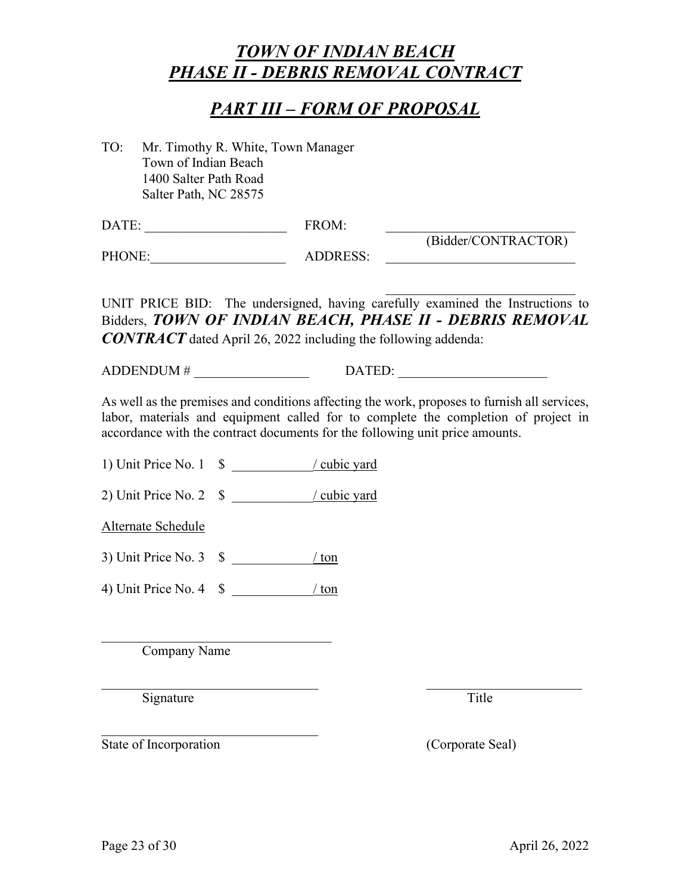# *TOWN OF INDIAN BEACH*
# *PHASE II - DEBRIS REMOVAL CONTRACT*

## *PART III – FORM OF PROPOSAL*

TO: Mr. Timothy R. White, Town Manager
Town of Indian Beach
1400 Salter Path Road
Salter Path, NC 28575

DATE: ____________________ FROM: ____________________________
(Bidder/CONTRACTOR)

PHONE: ____________________ ADDRESS: ____________________________

____________________________

UNIT PRICE BID: The undersigned, having carefully examined the Instructions to Bidders, ***TOWN OF INDIAN BEACH, PHASE II - DEBRIS REMOVAL CONTRACT*** dated April 26, 2022 including the following addenda:

ADDENDUM # _________________ DATED: ______________________

As well as the premises and conditions affecting the work, proposes to furnish all services, labor, materials and equipment called for to complete the completion of project in accordance with the contract documents for the following unit price amounts.

1) Unit Price No. 1 $ ____________/ cubic yard

2) Unit Price No. 2 $ ____________/ cubic yard

Alternate Schedule

3) Unit Price No. 3 $ ____________/ ton

4) Unit Price No. 4 $ ____________/ ton

__________________________________
Company Name

________________________________ ________________________
Signature Title

________________________________
State of Incorporation (Corporate Seal)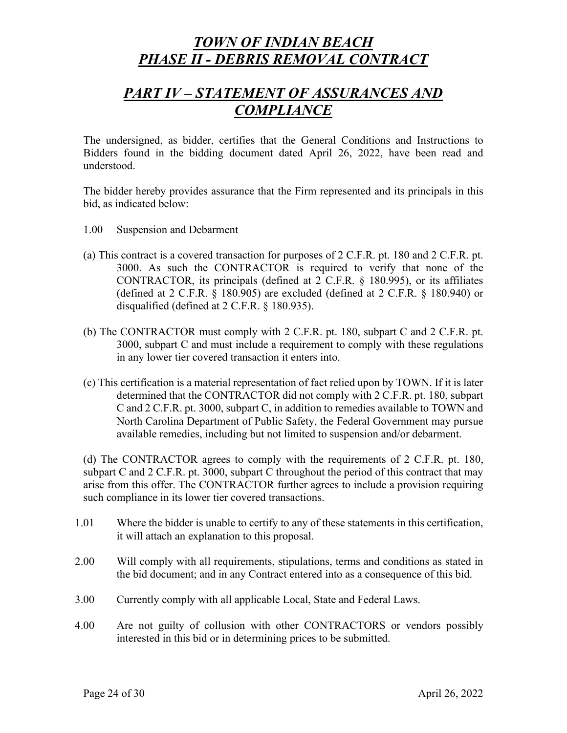# *TOWN OF INDIAN BEACH PHASE II - DEBRIS REMOVAL CONTRACT*

## *PART IV – STATEMENT OF ASSURANCES AND COMPLIANCE*

The undersigned, as bidder, certifies that the General Conditions and Instructions to Bidders found in the bidding document dated April 26, 2022, have been read and understood.

The bidder hereby provides assurance that the Firm represented and its principals in this bid, as indicated below:

1.00 Suspension and Debarment

(a) This contract is a covered transaction for purposes of 2 C.F.R. pt. 180 and 2 C.F.R. pt. 3000. As such the CONTRACTOR is required to verify that none of the CONTRACTOR, its principals (defined at 2 C.F.R. § 180.995), or its affiliates (defined at 2 C.F.R. § 180.905) are excluded (defined at 2 C.F.R. § 180.940) or disqualified (defined at 2 C.F.R. § 180.935).

(b) The CONTRACTOR must comply with 2 C.F.R. pt. 180, subpart C and 2 C.F.R. pt. 3000, subpart C and must include a requirement to comply with these regulations in any lower tier covered transaction it enters into.

(c) This certification is a material representation of fact relied upon by TOWN. If it is later determined that the CONTRACTOR did not comply with 2 C.F.R. pt. 180, subpart C and 2 C.F.R. pt. 3000, subpart C, in addition to remedies available to TOWN and North Carolina Department of Public Safety, the Federal Government may pursue available remedies, including but not limited to suspension and/or debarment.

(d) The CONTRACTOR agrees to comply with the requirements of 2 C.F.R. pt. 180, subpart C and 2 C.F.R. pt. 3000, subpart C throughout the period of this contract that may arise from this offer. The CONTRACTOR further agrees to include a provision requiring such compliance in its lower tier covered transactions.

1.01 Where the bidder is unable to certify to any of these statements in this certification, it will attach an explanation to this proposal.

2.00 Will comply with all requirements, stipulations, terms and conditions as stated in the bid document; and in any Contract entered into as a consequence of this bid.

3.00 Currently comply with all applicable Local, State and Federal Laws.

4.00 Are not guilty of collusion with other CONTRACTORS or vendors possibly interested in this bid or in determining prices to be submitted.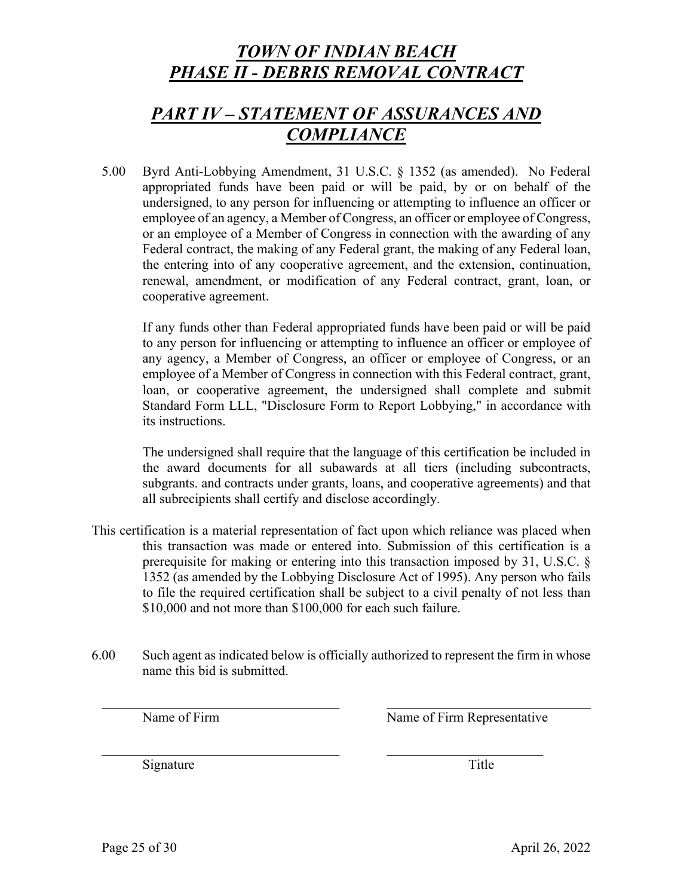# *TOWN OF INDIAN BEACH*
# *PHASE II - DEBRIS REMOVAL CONTRACT*

## *PART IV – STATEMENT OF ASSURANCES AND COMPLIANCE*

5.00 Byrd Anti-Lobbying Amendment, 31 U.S.C. § 1352 (as amended). No Federal appropriated funds have been paid or will be paid, by or on behalf of the undersigned, to any person for influencing or attempting to influence an officer or employee of an agency, a Member of Congress, an officer or employee of Congress, or an employee of a Member of Congress in connection with the awarding of any Federal contract, the making of any Federal grant, the making of any Federal loan, the entering into of any cooperative agreement, and the extension, continuation, renewal, amendment, or modification of any Federal contract, grant, loan, or cooperative agreement.

If any funds other than Federal appropriated funds have been paid or will be paid to any person for influencing or attempting to influence an officer or employee of any agency, a Member of Congress, an officer or employee of Congress, or an employee of a Member of Congress in connection with this Federal contract, grant, loan, or cooperative agreement, the undersigned shall complete and submit Standard Form LLL, "Disclosure Form to Report Lobbying," in accordance with its instructions.

The undersigned shall require that the language of this certification be included in the award documents for all subawards at all tiers (including subcontracts, subgrants. and contracts under grants, loans, and cooperative agreements) and that all subrecipients shall certify and disclose accordingly.

This certification is a material representation of fact upon which reliance was placed when this transaction was made or entered into. Submission of this certification is a prerequisite for making or entering into this transaction imposed by 31, U.S.C. § 1352 (as amended by the Lobbying Disclosure Act of 1995). Any person who fails to file the required certification shall be subject to a civil penalty of not less than $10,000 and not more than $100,000 for each such failure.

6.00 Such agent as indicated below is officially authorized to represent the firm in whose name this bid is submitted.

| ______________________________ | ______________________________ |
|---|---|
| Name of Firm | Name of Firm Representative |
| ______________________________ | ______________________________ |
| Signature | Title |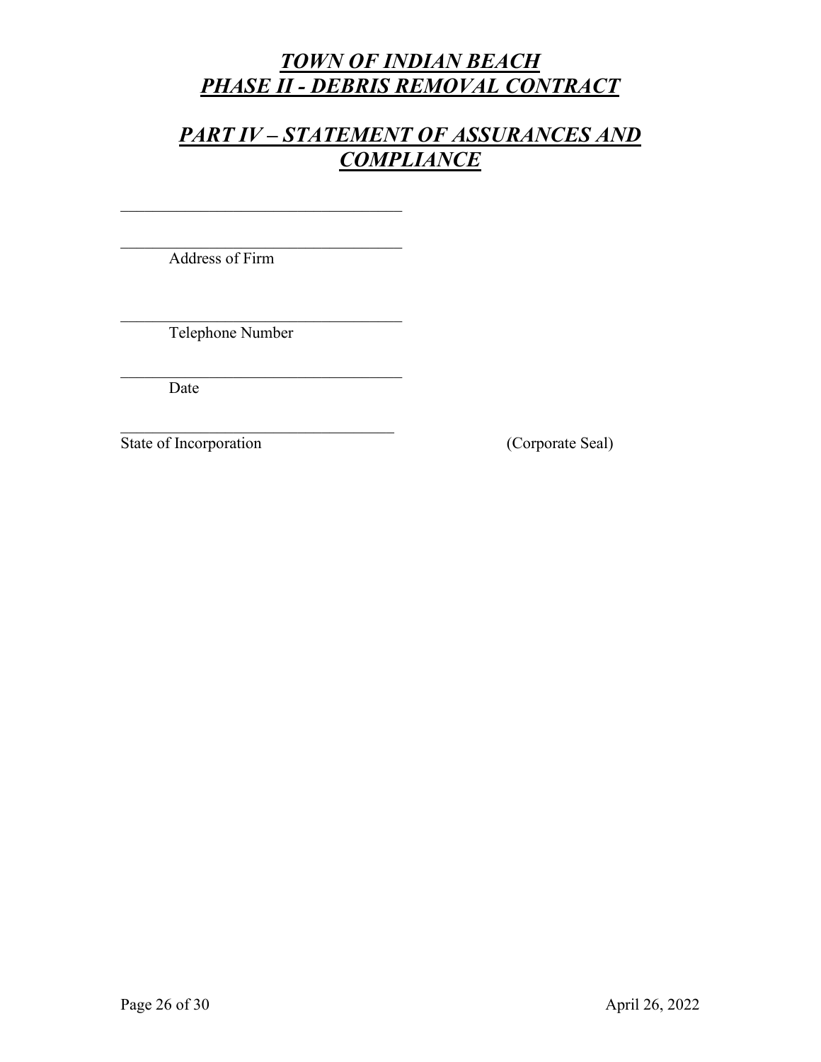# *TOWN OF INDIAN BEACH*
# *PHASE II - DEBRIS REMOVAL CONTRACT*

## *PART IV – STATEMENT OF ASSURANCES AND COMPLIANCE*

\_\_\_\_\_\_\_\_\_\_\_\_\_\_\_\_\_\_\_\_\_\_\_\_\_\_\_\_\_\_\_\_\_\_\_\_

\_\_\_\_\_\_\_\_\_\_\_\_\_\_\_\_\_\_\_\_\_\_\_\_\_\_\_\_\_\_\_\_\_\_\_\_
Address of Firm

\_\_\_\_\_\_\_\_\_\_\_\_\_\_\_\_\_\_\_\_\_\_\_\_\_\_\_\_\_\_\_\_\_\_\_\_
Telephone Number

\_\_\_\_\_\_\_\_\_\_\_\_\_\_\_\_\_\_\_\_\_\_\_\_\_\_\_\_\_\_\_\_\_\_\_\_
Date

\_\_\_\_\_\_\_\_\_\_\_\_\_\_\_\_\_\_\_\_\_\_\_\_\_\_\_\_\_\_\_\_\_\_\_\_
State of Incorporation (Corporate Seal)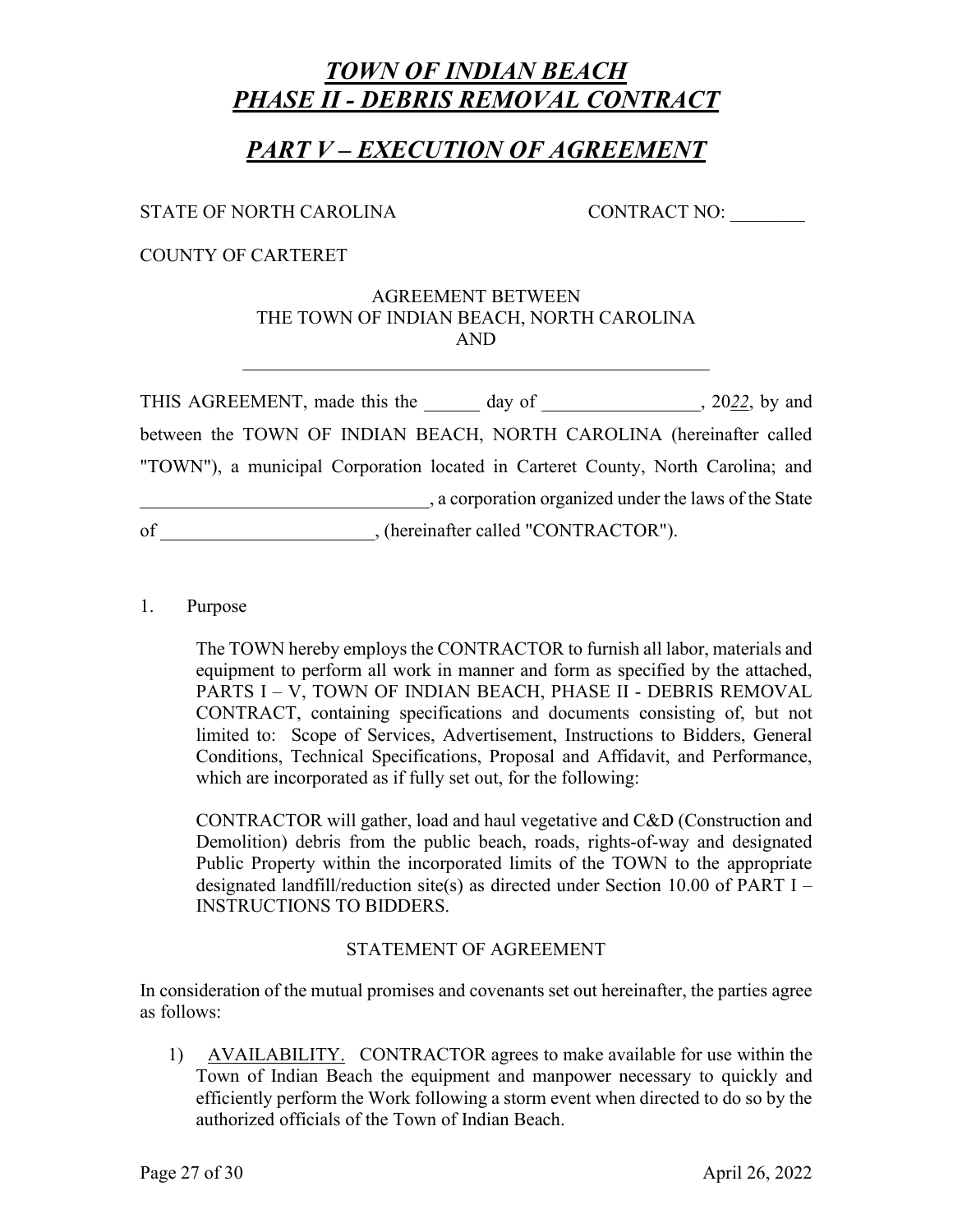# *TOWN OF INDIAN BEACH PHASE II - DEBRIS REMOVAL CONTRACT*

## *PART V – EXECUTION OF AGREEMENT*

STATE OF NORTH CAROLINA CONTRACT NO: ________

COUNTY OF CARTERET

AGREEMENT BETWEEN
THE TOWN OF INDIAN BEACH, NORTH CAROLINA
AND
____________________________________________________

THIS AGREEMENT, made this the ______ day of _________________, 20*22*, by and between the TOWN OF INDIAN BEACH, NORTH CAROLINA (hereinafter called "TOWN"), a municipal Corporation located in Carteret County, North Carolina; and _______________________________, a corporation organized under the laws of the State of _______________________, (hereinafter called "CONTRACTOR").

1. Purpose

   The TOWN hereby employs the CONTRACTOR to furnish all labor, materials and equipment to perform all work in manner and form as specified by the attached, PARTS I – V, TOWN OF INDIAN BEACH, PHASE II - DEBRIS REMOVAL CONTRACT, containing specifications and documents consisting of, but not limited to: Scope of Services, Advertisement, Instructions to Bidders, General Conditions, Technical Specifications, Proposal and Affidavit, and Performance, which are incorporated as if fully set out, for the following:

   CONTRACTOR will gather, load and haul vegetative and C&D (Construction and Demolition) debris from the public beach, roads, rights-of-way and designated Public Property within the incorporated limits of the TOWN to the appropriate designated landfill/reduction site(s) as directed under Section 10.00 of PART I – INSTRUCTIONS TO BIDDERS.

STATEMENT OF AGREEMENT

In consideration of the mutual promises and covenants set out hereinafter, the parties agree as follows:

1) AVAILABILITY. CONTRACTOR agrees to make available for use within the Town of Indian Beach the equipment and manpower necessary to quickly and efficiently perform the Work following a storm event when directed to do so by the authorized officials of the Town of Indian Beach.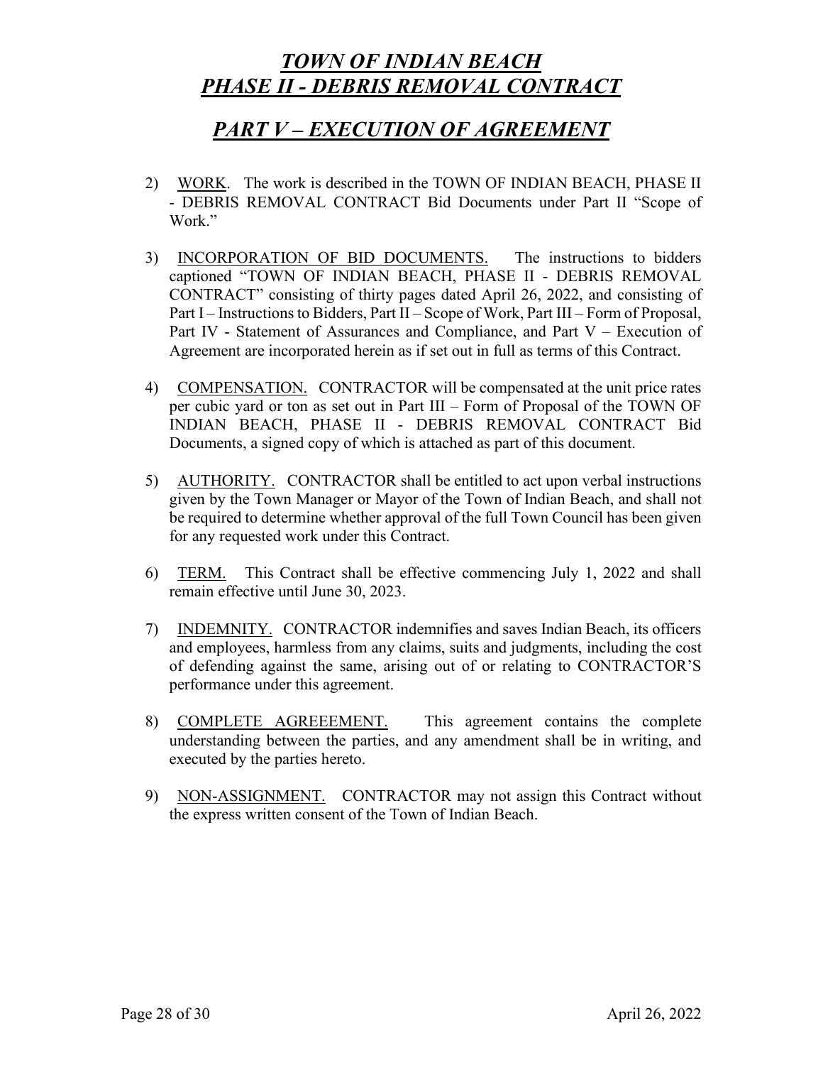# *TOWN OF INDIAN BEACH*
# *PHASE II - DEBRIS REMOVAL CONTRACT*

## *PART V – EXECUTION OF AGREEMENT*

2) WORK. The work is described in the TOWN OF INDIAN BEACH, PHASE II - DEBRIS REMOVAL CONTRACT Bid Documents under Part II "Scope of Work."

3) INCORPORATION OF BID DOCUMENTS. The instructions to bidders captioned "TOWN OF INDIAN BEACH, PHASE II - DEBRIS REMOVAL CONTRACT" consisting of thirty pages dated April 26, 2022, and consisting of Part I – Instructions to Bidders, Part II – Scope of Work, Part III – Form of Proposal, Part IV - Statement of Assurances and Compliance, and Part V – Execution of Agreement are incorporated herein as if set out in full as terms of this Contract.

4) COMPENSATION. CONTRACTOR will be compensated at the unit price rates per cubic yard or ton as set out in Part III – Form of Proposal of the TOWN OF INDIAN BEACH, PHASE II - DEBRIS REMOVAL CONTRACT Bid Documents, a signed copy of which is attached as part of this document.

5) AUTHORITY. CONTRACTOR shall be entitled to act upon verbal instructions given by the Town Manager or Mayor of the Town of Indian Beach, and shall not be required to determine whether approval of the full Town Council has been given for any requested work under this Contract.

6) TERM. This Contract shall be effective commencing July 1, 2022 and shall remain effective until June 30, 2023.

7) INDEMNITY. CONTRACTOR indemnifies and saves Indian Beach, its officers and employees, harmless from any claims, suits and judgments, including the cost of defending against the same, arising out of or relating to CONTRACTOR'S performance under this agreement.

8) COMPLETE AGREEEMENT. This agreement contains the complete understanding between the parties, and any amendment shall be in writing, and executed by the parties hereto.

9) NON-ASSIGNMENT. CONTRACTOR may not assign this Contract without the express written consent of the Town of Indian Beach.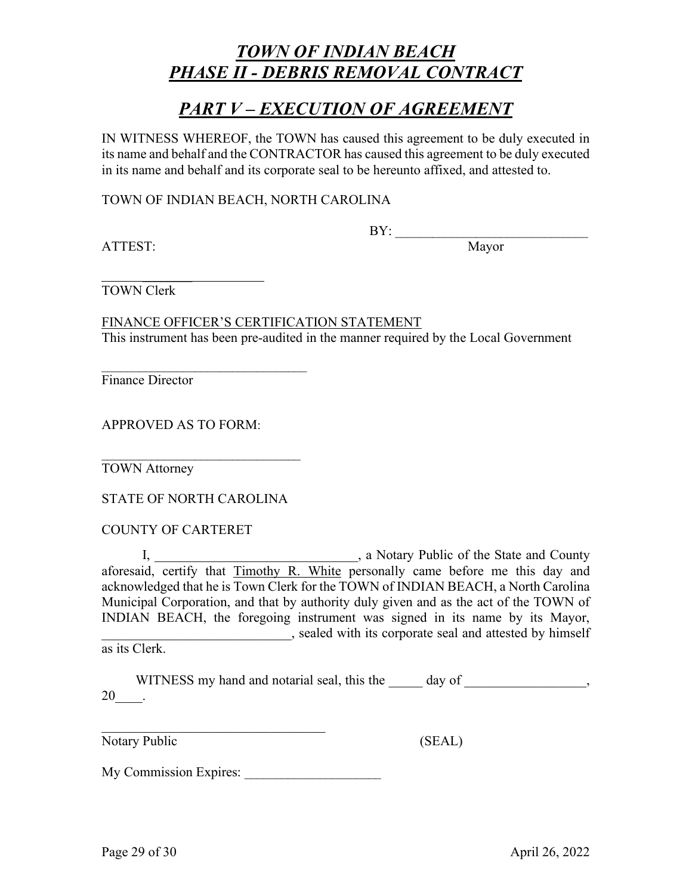# *TOWN OF INDIAN BEACH*
# *PHASE II - DEBRIS REMOVAL CONTRACT*

## *PART V – EXECUTION OF AGREEMENT*

IN WITNESS WHEREOF, the TOWN has caused this agreement to be duly executed in its name and behalf and the CONTRACTOR has caused this agreement to be duly executed in its name and behalf and its corporate seal to be hereunto affixed, and attested to.

TOWN OF INDIAN BEACH, NORTH CAROLINA

BY: _____________________________
Mayor

ATTEST:

_________________________
TOWN Clerk

FINANCE OFFICER'S CERTIFICATION STATEMENT
This instrument has been pre-audited in the manner required by the Local Government

_______________________________
Finance Director

APPROVED AS TO FORM:

______________________________
TOWN Attorney

STATE OF NORTH CAROLINA

COUNTY OF CARTERET

I, ______________________________, a Notary Public of the State and County aforesaid, certify that Timothy R. White personally came before me this day and acknowledged that he is Town Clerk for the TOWN of INDIAN BEACH, a North Carolina Municipal Corporation, and that by authority duly given and as the act of the TOWN of INDIAN BEACH, the foregoing instrument was signed in its name by its Mayor, ___________________________, sealed with its corporate seal and attested by himself as its Clerk.

WITNESS my hand and notarial seal, this the _____ day of __________________, 20____.

___________________________________
Notary Public (SEAL)

My Commission Expires: ____________________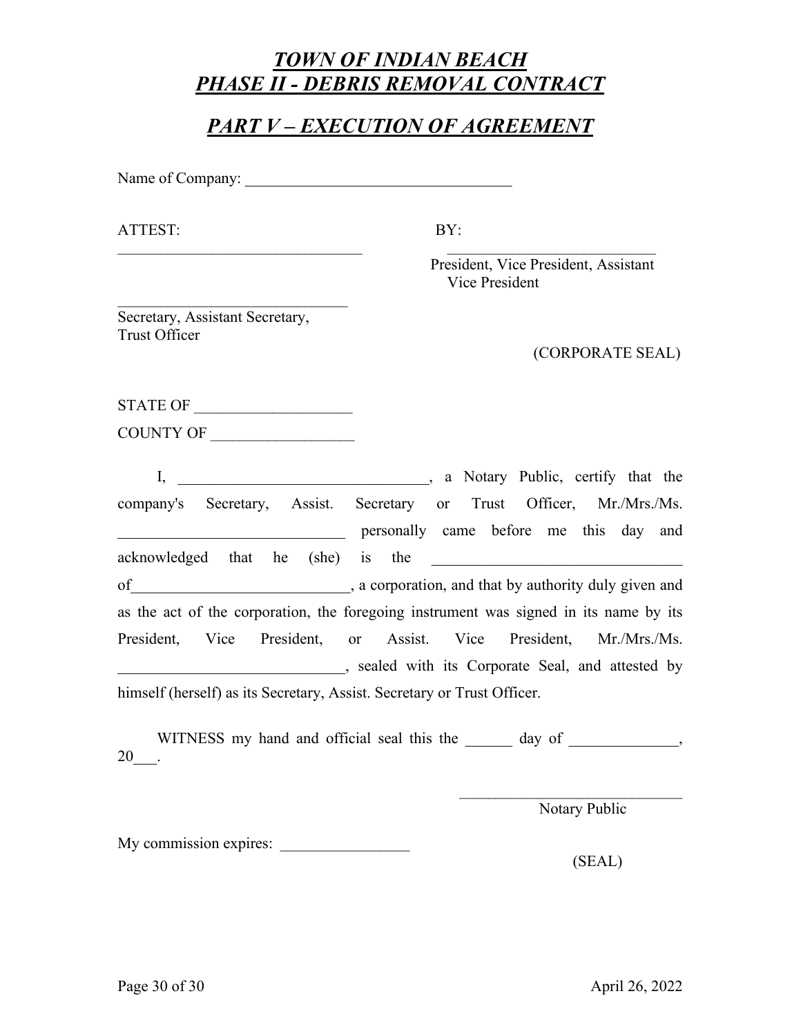# *TOWN OF INDIAN BEACH*
# *PHASE II - DEBRIS REMOVAL CONTRACT*

## *PART V – EXECUTION OF AGREEMENT*

Name of Company: ___________________________________

ATTEST: BY:

________________________________ ___________________________

President, Vice President, Assistant Vice President

______________________________

Secretary, Assistant Secretary, Trust Officer

(CORPORATE SEAL)

STATE OF ____________________

COUNTY OF __________________

I, ________________________________, a Notary Public, certify that the company's Secretary, Assist. Secretary or Trust Officer, Mr./Mrs./Ms. _____________________________ personally came before me this day and acknowledged that he (she) is the ________________________________ of____________________________, a corporation, and that by authority duly given and as the act of the corporation, the foregoing instrument was signed in its name by its President, Vice President, or Assist. Vice President, Mr./Mrs./Ms. _____________________________, sealed with its Corporate Seal, and attested by himself (herself) as its Secretary, Assist. Secretary or Trust Officer.

WITNESS my hand and official seal this the ______ day of ______________, 20___.

_____________________________

Notary Public

My commission expires: _________________

(SEAL)